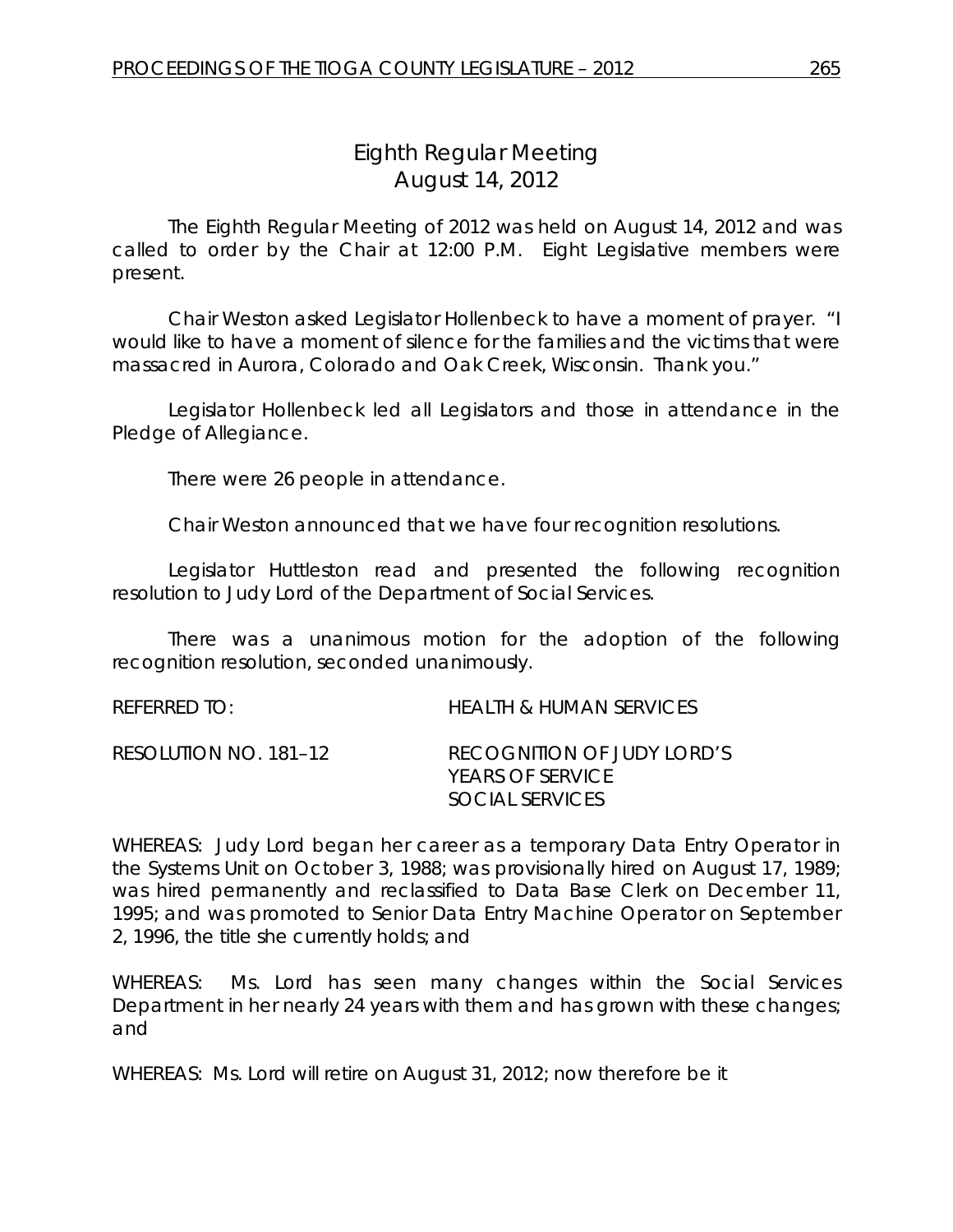# Eighth Regular Meeting
## August 14, 2012

The Eighth Regular Meeting of 2012 was held on August 14, 2012 and was called to order by the Chair at 12:00 P.M. Eight Legislative members were present.

Chair Weston asked Legislator Hollenbeck to have a moment of prayer. "I would like to have a moment of silence for the families and the victims that were massacred in Aurora, Colorado and Oak Creek, Wisconsin. Thank you."

Legislator Hollenbeck led all Legislators and those in attendance in the Pledge of Allegiance.

There were 26 people in attendance.

Chair Weston announced that we have four recognition resolutions.

Legislator Huttleston read and presented the following recognition resolution to Judy Lord of the Department of Social Services.

There was a unanimous motion for the adoption of the following recognition resolution, seconded unanimously.

REFERRED TO: HEALTH & HUMAN SERVICES

RESOLUTION NO. 181–12 RECOGNITION OF JUDY LORD'S YEARS OF SERVICE SOCIAL SERVICES

WHEREAS: Judy Lord began her career as a temporary Data Entry Operator in the Systems Unit on October 3, 1988; was provisionally hired on August 17, 1989; was hired permanently and reclassified to Data Base Clerk on December 11, 1995; and was promoted to Senior Data Entry Machine Operator on September 2, 1996, the title she currently holds; and

WHEREAS: Ms. Lord has seen many changes within the Social Services Department in her nearly 24 years with them and has grown with these changes; and

WHEREAS: Ms. Lord will retire on August 31, 2012; now therefore be it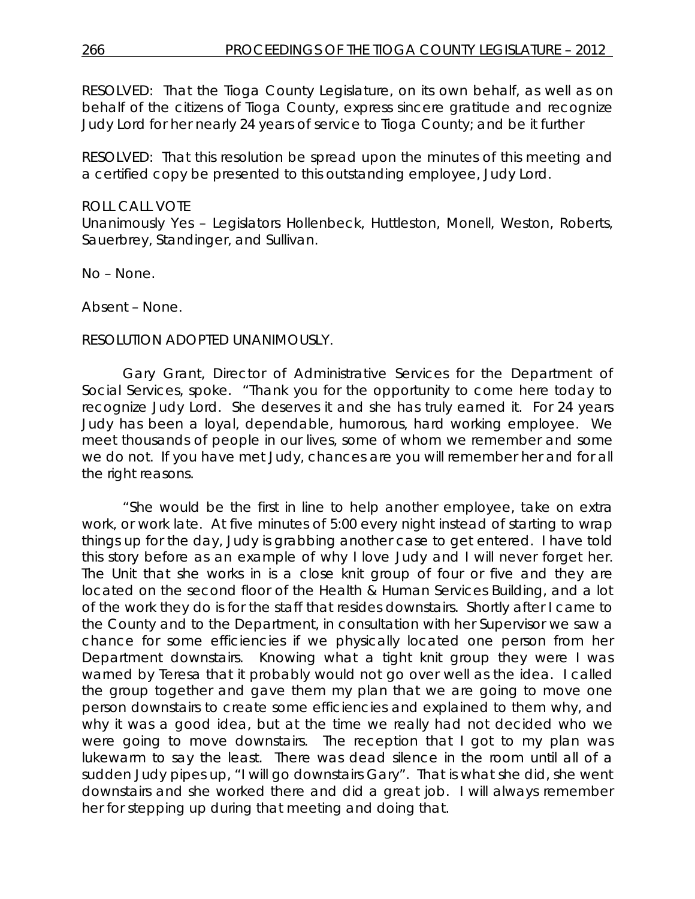RESOLVED: That the Tioga County Legislature, on its own behalf, as well as on behalf of the citizens of Tioga County, express sincere gratitude and recognize Judy Lord for her nearly 24 years of service to Tioga County; and be it further

RESOLVED: That this resolution be spread upon the minutes of this meeting and a certified copy be presented to this outstanding employee, Judy Lord.

ROLL CALL VOTE
Unanimously Yes – Legislators Hollenbeck, Huttleston, Monell, Weston, Roberts, Sauerbrey, Standinger, and Sullivan.

No – None.

Absent – None.

RESOLUTION ADOPTED UNANIMOUSLY.

Gary Grant, Director of Administrative Services for the Department of Social Services, spoke. "Thank you for the opportunity to come here today to recognize Judy Lord. She deserves it and she has truly earned it. For 24 years Judy has been a loyal, dependable, humorous, hard working employee. We meet thousands of people in our lives, some of whom we remember and some we do not. If you have met Judy, chances are you will remember her and for all the right reasons.

"She would be the first in line to help another employee, take on extra work, or work late. At five minutes of 5:00 every night instead of starting to wrap things up for the day, Judy is grabbing another case to get entered. I have told this story before as an example of why I love Judy and I will never forget her. The Unit that she works in is a close knit group of four or five and they are located on the second floor of the Health & Human Services Building, and a lot of the work they do is for the staff that resides downstairs. Shortly after I came to the County and to the Department, in consultation with her Supervisor we saw a chance for some efficiencies if we physically located one person from her Department downstairs. Knowing what a tight knit group they were I was warned by Teresa that it probably would not go over well as the idea. I called the group together and gave them my plan that we are going to move one person downstairs to create some efficiencies and explained to them why, and why it was a good idea, but at the time we really had not decided who we were going to move downstairs. The reception that I got to my plan was lukewarm to say the least. There was dead silence in the room until all of a sudden Judy pipes up, "I will go downstairs Gary". That is what she did, she went downstairs and she worked there and did a great job. I will always remember her for stepping up during that meeting and doing that.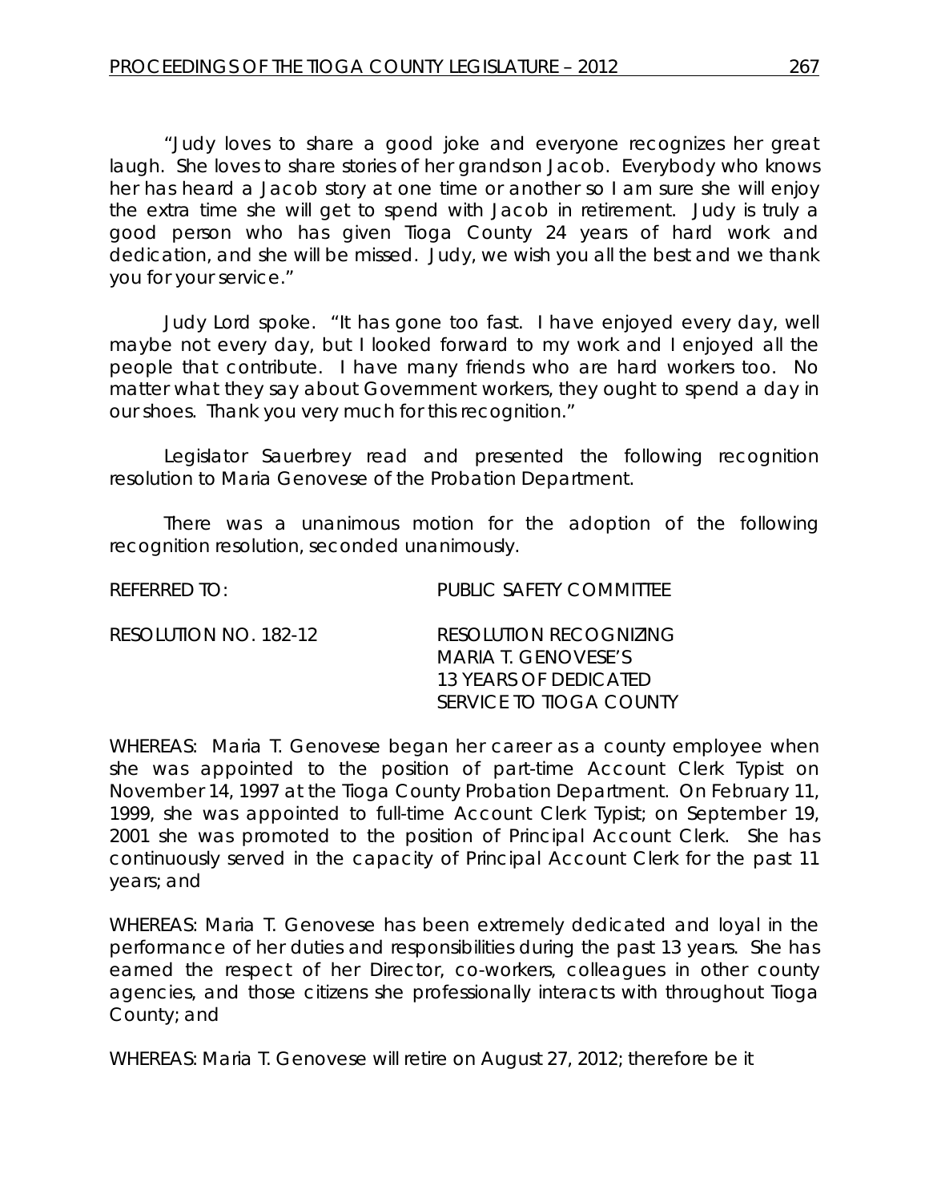"Judy loves to share a good joke and everyone recognizes her great laugh. She loves to share stories of her grandson Jacob. Everybody who knows her has heard a Jacob story at one time or another so I am sure she will enjoy the extra time she will get to spend with Jacob in retirement. Judy is truly a good person who has given Tioga County 24 years of hard work and dedication, and she will be missed. Judy, we wish you all the best and we thank you for your service."

Judy Lord spoke. "It has gone too fast. I have enjoyed every day, well maybe not every day, but I looked forward to my work and I enjoyed all the people that contribute. I have many friends who are hard workers too. No matter what they say about Government workers, they ought to spend a day in our shoes. Thank you very much for this recognition."

Legislator Sauerbrey read and presented the following recognition resolution to Maria Genovese of the Probation Department.

There was a unanimous motion for the adoption of the following recognition resolution, seconded unanimously.

REFERRED TO: PUBLIC SAFETY COMMITTEE

RESOLUTION NO. 182-12 RESOLUTION RECOGNIZING MARIA T. GENOVESE'S 13 YEARS OF DEDICATED SERVICE TO TIOGA COUNTY

WHEREAS: Maria T. Genovese began her career as a county employee when she was appointed to the position of part-time Account Clerk Typist on November 14, 1997 at the Tioga County Probation Department. On February 11, 1999, she was appointed to full-time Account Clerk Typist; on September 19, 2001 she was promoted to the position of Principal Account Clerk. She has continuously served in the capacity of Principal Account Clerk for the past 11 years; and

WHEREAS: Maria T. Genovese has been extremely dedicated and loyal in the performance of her duties and responsibilities during the past 13 years. She has earned the respect of her Director, co-workers, colleagues in other county agencies, and those citizens she professionally interacts with throughout Tioga County; and

WHEREAS: Maria T. Genovese will retire on August 27, 2012; therefore be it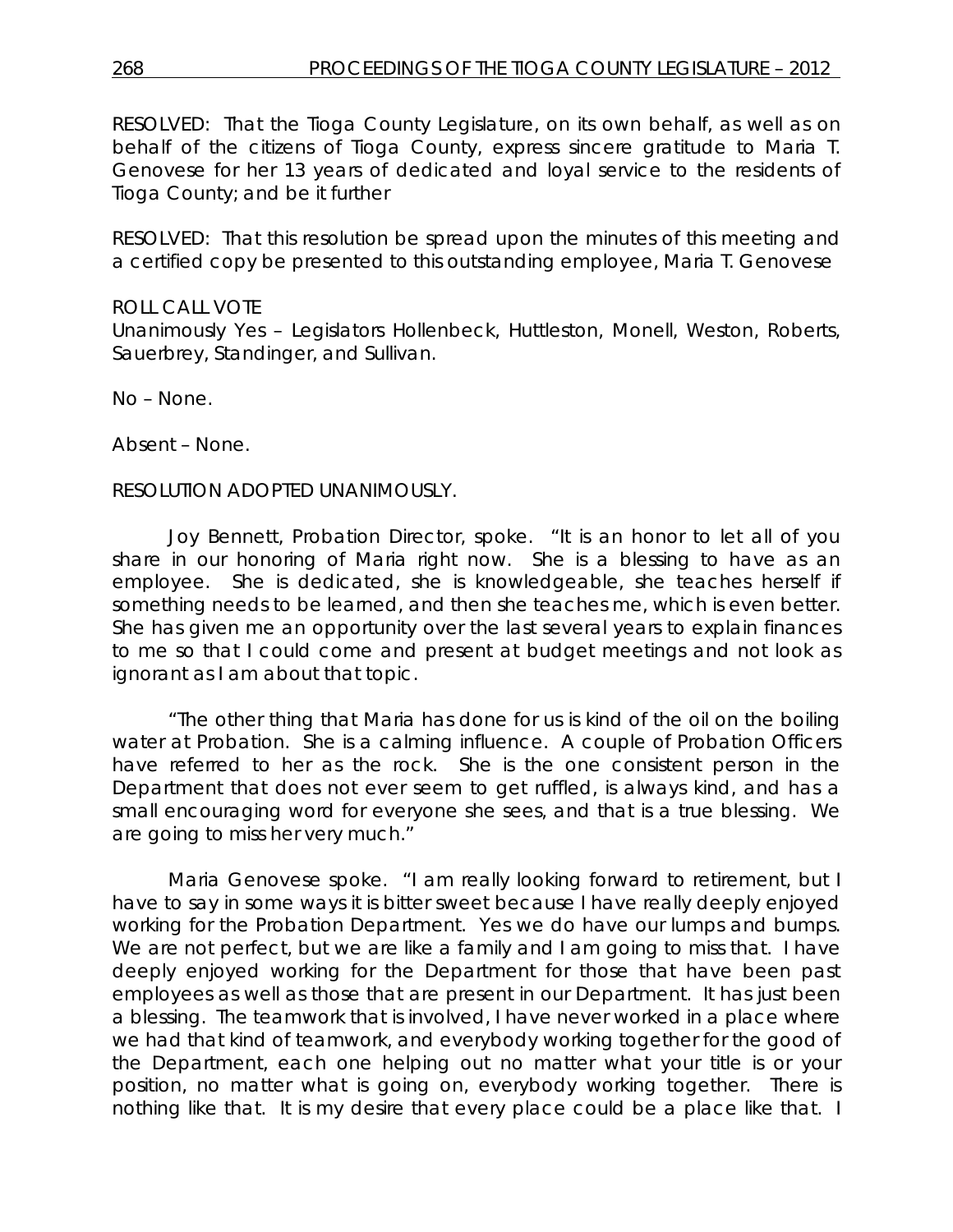RESOLVED: That the Tioga County Legislature, on its own behalf, as well as on behalf of the citizens of Tioga County, express sincere gratitude to Maria T. Genovese for her 13 years of dedicated and loyal service to the residents of Tioga County; and be it further

RESOLVED: That this resolution be spread upon the minutes of this meeting and a certified copy be presented to this outstanding employee, Maria T. Genovese

ROLL CALL VOTE
Unanimously Yes – Legislators Hollenbeck, Huttleston, Monell, Weston, Roberts, Sauerbrey, Standinger, and Sullivan.

No – None.

Absent – None.

RESOLUTION ADOPTED UNANIMOUSLY.

Joy Bennett, Probation Director, spoke. "It is an honor to let all of you share in our honoring of Maria right now. She is a blessing to have as an employee. She is dedicated, she is knowledgeable, she teaches herself if something needs to be learned, and then she teaches me, which is even better. She has given me an opportunity over the last several years to explain finances to me so that I could come and present at budget meetings and not look as ignorant as I am about that topic.

"The other thing that Maria has done for us is kind of the oil on the boiling water at Probation. She is a calming influence. A couple of Probation Officers have referred to her as the rock. She is the one consistent person in the Department that does not ever seem to get ruffled, is always kind, and has a small encouraging word for everyone she sees, and that is a true blessing. We are going to miss her very much."

Maria Genovese spoke. "I am really looking forward to retirement, but I have to say in some ways it is bitter sweet because I have really deeply enjoyed working for the Probation Department. Yes we do have our lumps and bumps. We are not perfect, but we are like a family and I am going to miss that. I have deeply enjoyed working for the Department for those that have been past employees as well as those that are present in our Department. It has just been a blessing. The teamwork that is involved, I have never worked in a place where we had that kind of teamwork, and everybody working together for the good of the Department, each one helping out no matter what your title is or your position, no matter what is going on, everybody working together. There is nothing like that. It is my desire that every place could be a place like that. I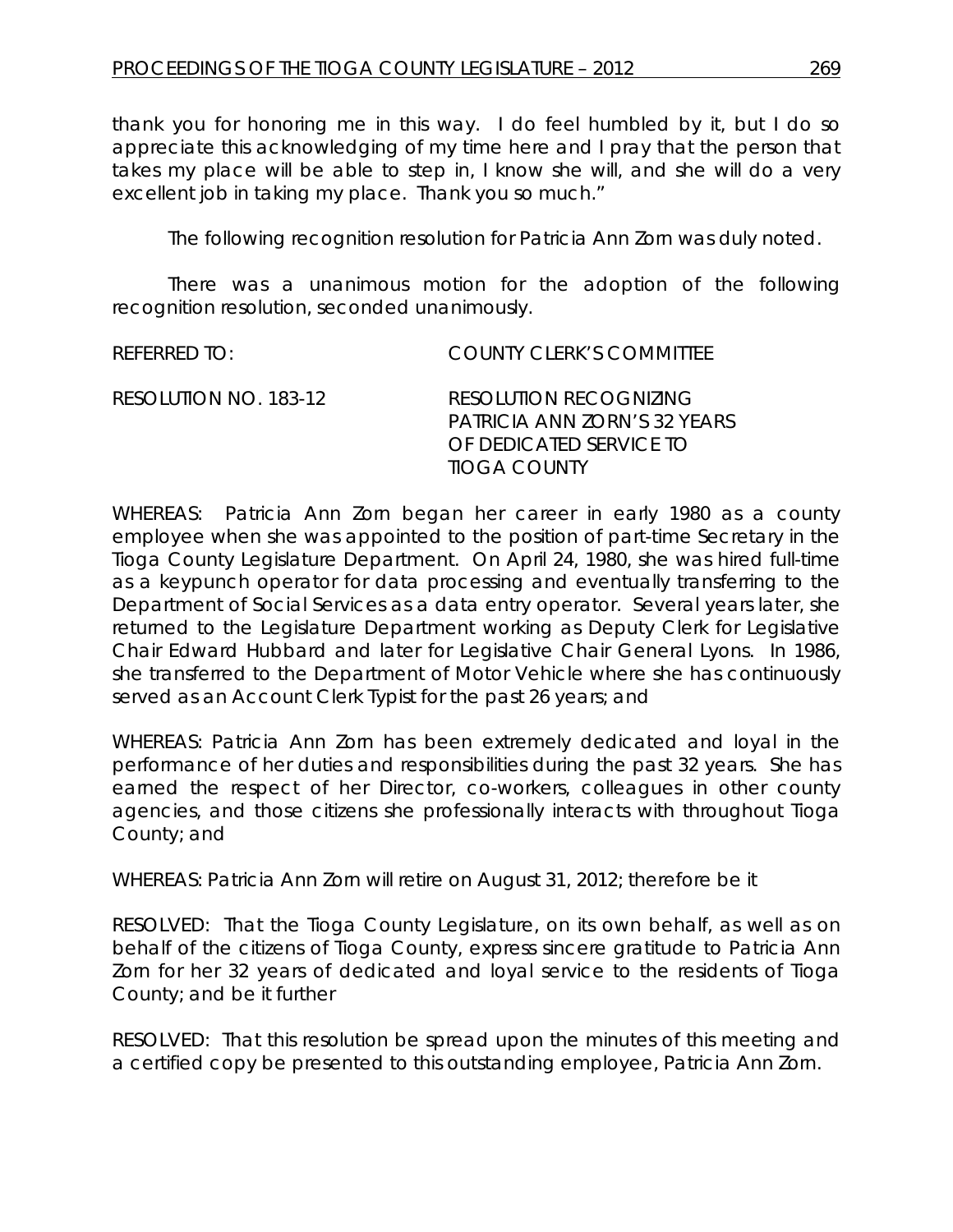thank you for honoring me in this way. I do feel humbled by it, but I do so appreciate this acknowledging of my time here and I pray that the person that takes my place will be able to step in, I know she will, and she will do a very excellent job in taking my place. Thank you so much."

The following recognition resolution for Patricia Ann Zorn was duly noted.

There was a unanimous motion for the adoption of the following recognition resolution, seconded unanimously.

REFERRED TO: COUNTY CLERK'S COMMITTEE

RESOLUTION NO. 183-12 RESOLUTION RECOGNIZING PATRICIA ANN ZORN'S 32 YEARS OF DEDICATED SERVICE TO TIOGA COUNTY

WHEREAS: Patricia Ann Zorn began her career in early 1980 as a county employee when she was appointed to the position of part-time Secretary in the Tioga County Legislature Department. On April 24, 1980, she was hired full-time as a keypunch operator for data processing and eventually transferring to the Department of Social Services as a data entry operator. Several years later, she returned to the Legislature Department working as Deputy Clerk for Legislative Chair Edward Hubbard and later for Legislative Chair General Lyons. In 1986, she transferred to the Department of Motor Vehicle where she has continuously served as an Account Clerk Typist for the past 26 years; and

WHEREAS: Patricia Ann Zorn has been extremely dedicated and loyal in the performance of her duties and responsibilities during the past 32 years. She has earned the respect of her Director, co-workers, colleagues in other county agencies, and those citizens she professionally interacts with throughout Tioga County; and

WHEREAS: Patricia Ann Zorn will retire on August 31, 2012; therefore be it

RESOLVED: That the Tioga County Legislature, on its own behalf, as well as on behalf of the citizens of Tioga County, express sincere gratitude to Patricia Ann Zorn for her 32 years of dedicated and loyal service to the residents of Tioga County; and be it further

RESOLVED: That this resolution be spread upon the minutes of this meeting and a certified copy be presented to this outstanding employee, Patricia Ann Zorn.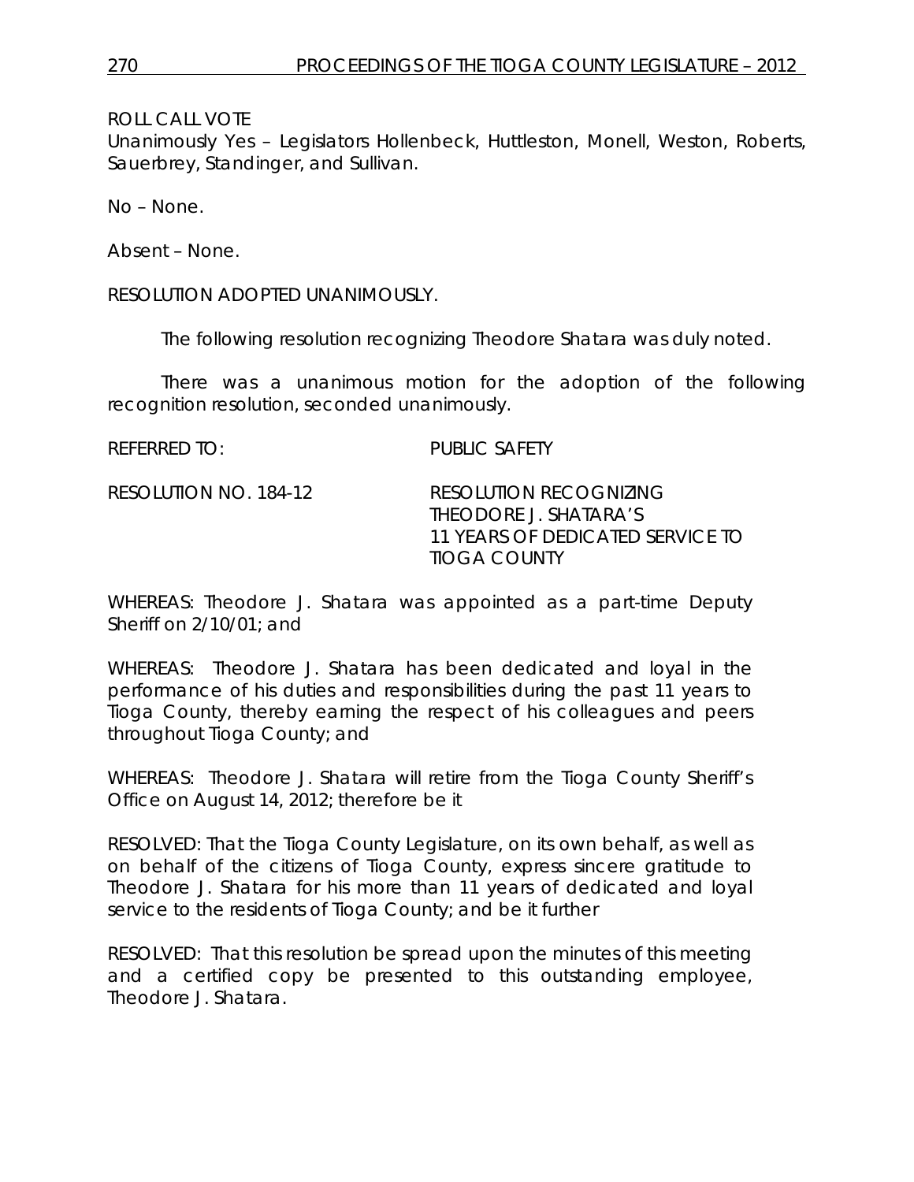ROLL CALL VOTE
Unanimously Yes – Legislators Hollenbeck, Huttleston, Monell, Weston, Roberts, Sauerbrey, Standinger, and Sullivan.

No – None.

Absent – None.

RESOLUTION ADOPTED UNANIMOUSLY.

The following resolution recognizing Theodore Shatara was duly noted.

There was a unanimous motion for the adoption of the following recognition resolution, seconded unanimously.

REFERRED TO: PUBLIC SAFETY

RESOLUTION NO. 184-12 RESOLUTION RECOGNIZING THEODORE J. SHATARA'S 11 YEARS OF DEDICATED SERVICE TO TIOGA COUNTY

WHEREAS: Theodore J. Shatara was appointed as a part-time Deputy Sheriff on 2/10/01; and

WHEREAS: Theodore J. Shatara has been dedicated and loyal in the performance of his duties and responsibilities during the past 11 years to Tioga County, thereby earning the respect of his colleagues and peers throughout Tioga County; and

WHEREAS: Theodore J. Shatara will retire from the Tioga County Sheriff's Office on August 14, 2012; therefore be it

RESOLVED: That the Tioga County Legislature, on its own behalf, as well as on behalf of the citizens of Tioga County, express sincere gratitude to Theodore J. Shatara for his more than 11 years of dedicated and loyal service to the residents of Tioga County; and be it further

RESOLVED: That this resolution be spread upon the minutes of this meeting and a certified copy be presented to this outstanding employee, Theodore J. Shatara.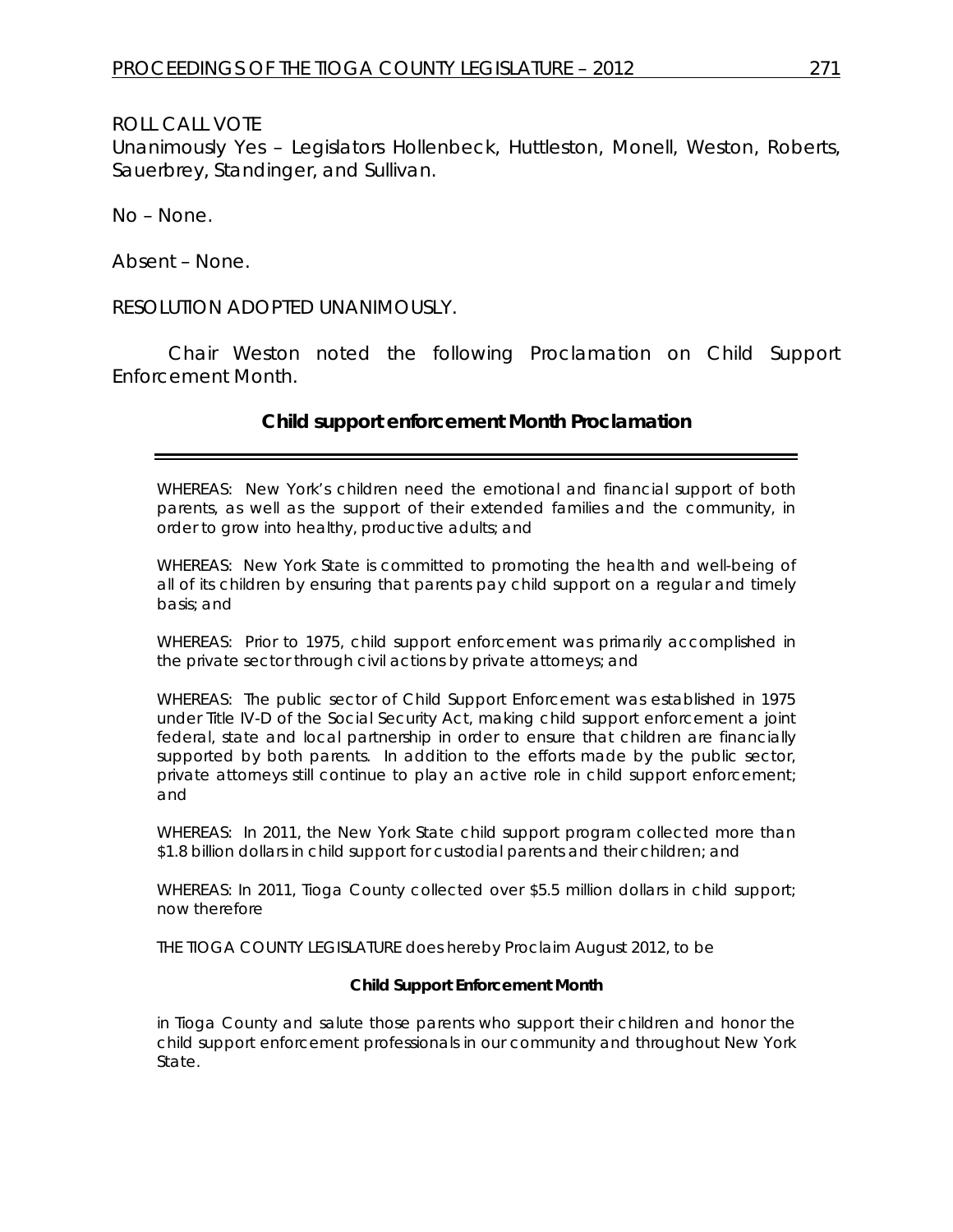ROLL CALL VOTE
Unanimously Yes – Legislators Hollenbeck, Huttleston, Monell, Weston, Roberts, Sauerbrey, Standinger, and Sullivan.

No – None.

Absent – None.

RESOLUTION ADOPTED UNANIMOUSLY.

Chair Weston noted the following Proclamation on Child Support Enforcement Month.

## Child support enforcement Month Proclamation

WHEREAS: New York's children need the emotional and financial support of both parents, as well as the support of their extended families and the community, in order to grow into healthy, productive adults; and

WHEREAS: New York State is committed to promoting the health and well-being of all of its children by ensuring that parents pay child support on a regular and timely basis; and

WHEREAS: Prior to 1975, child support enforcement was primarily accomplished in the private sector through civil actions by private attorneys; and

WHEREAS: The public sector of Child Support Enforcement was established in 1975 under Title IV-D of the Social Security Act, making child support enforcement a joint federal, state and local partnership in order to ensure that children are financially supported by both parents. In addition to the efforts made by the public sector, private attorneys still continue to play an active role in child support enforcement; and

WHEREAS: In 2011, the New York State child support program collected more than \$1.8 billion dollars in child support for custodial parents and their children; and

WHEREAS: In 2011, Tioga County collected over \$5.5 million dollars in child support; now therefore

THE TIOGA COUNTY LEGISLATURE does hereby Proclaim August 2012, to be

**Child Support Enforcement Month**

in Tioga County and salute those parents who support their children and honor the child support enforcement professionals in our community and throughout New York State.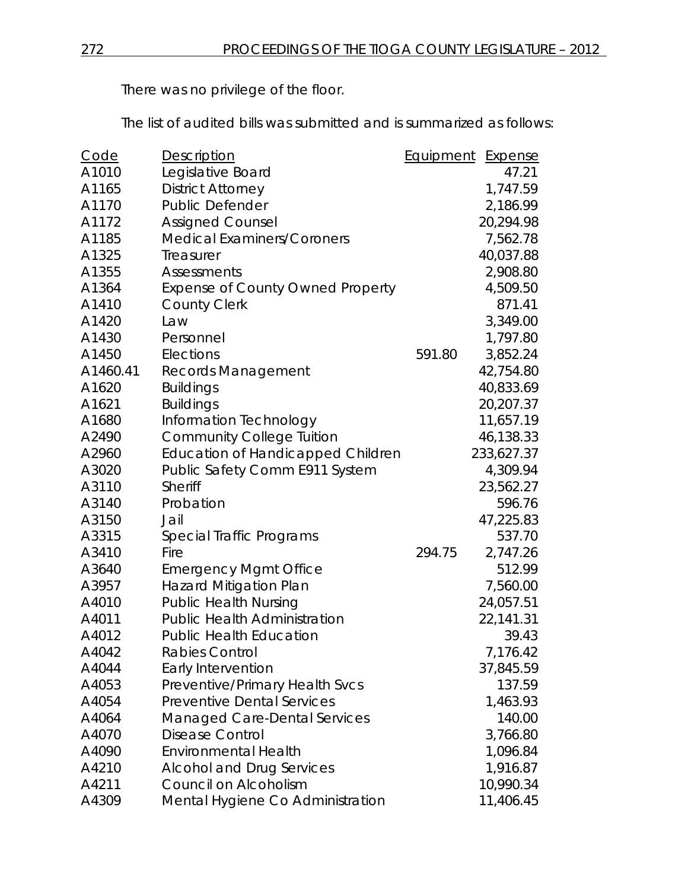There was no privilege of the floor.

The list of audited bills was submitted and is summarized as follows:

| Code | Description | Equipment | Expense |
|---|---|---|---|
| A1010 | Legislative Board | | 47.21 |
| A1165 | District Attorney | | 1,747.59 |
| A1170 | Public Defender | | 2,186.99 |
| A1172 | Assigned Counsel | | 20,294.98 |
| A1185 | Medical Examiners/Coroners | | 7,562.78 |
| A1325 | Treasurer | | 40,037.88 |
| A1355 | Assessments | | 2,908.80 |
| A1364 | Expense of County Owned Property | | 4,509.50 |
| A1410 | County Clerk | | 871.41 |
| A1420 | Law | | 3,349.00 |
| A1430 | Personnel | | 1,797.80 |
| A1450 | Elections | 591.80 | 3,852.24 |
| A1460.41 | Records Management | | 42,754.80 |
| A1620 | Buildings | | 40,833.69 |
| A1621 | Buildings | | 20,207.37 |
| A1680 | Information Technology | | 11,657.19 |
| A2490 | Community College Tuition | | 46,138.33 |
| A2960 | Education of Handicapped Children | | 233,627.37 |
| A3020 | Public Safety Comm E911 System | | 4,309.94 |
| A3110 | Sheriff | | 23,562.27 |
| A3140 | Probation | | 596.76 |
| A3150 | Jail | | 47,225.83 |
| A3315 | Special Traffic Programs | | 537.70 |
| A3410 | Fire | 294.75 | 2,747.26 |
| A3640 | Emergency Mgmt Office | | 512.99 |
| A3957 | Hazard Mitigation Plan | | 7,560.00 |
| A4010 | Public Health Nursing | | 24,057.51 |
| A4011 | Public Health Administration | | 22,141.31 |
| A4012 | Public Health Education | | 39.43 |
| A4042 | Rabies Control | | 7,176.42 |
| A4044 | Early Intervention | | 37,845.59 |
| A4053 | Preventive/Primary Health Svcs | | 137.59 |
| A4054 | Preventive Dental Services | | 1,463.93 |
| A4064 | Managed Care-Dental Services | | 140.00 |
| A4070 | Disease Control | | 3,766.80 |
| A4090 | Environmental Health | | 1,096.84 |
| A4210 | Alcohol and Drug Services | | 1,916.87 |
| A4211 | Council on Alcoholism | | 10,990.34 |
| A4309 | Mental Hygiene Co Administration | | 11,406.45 |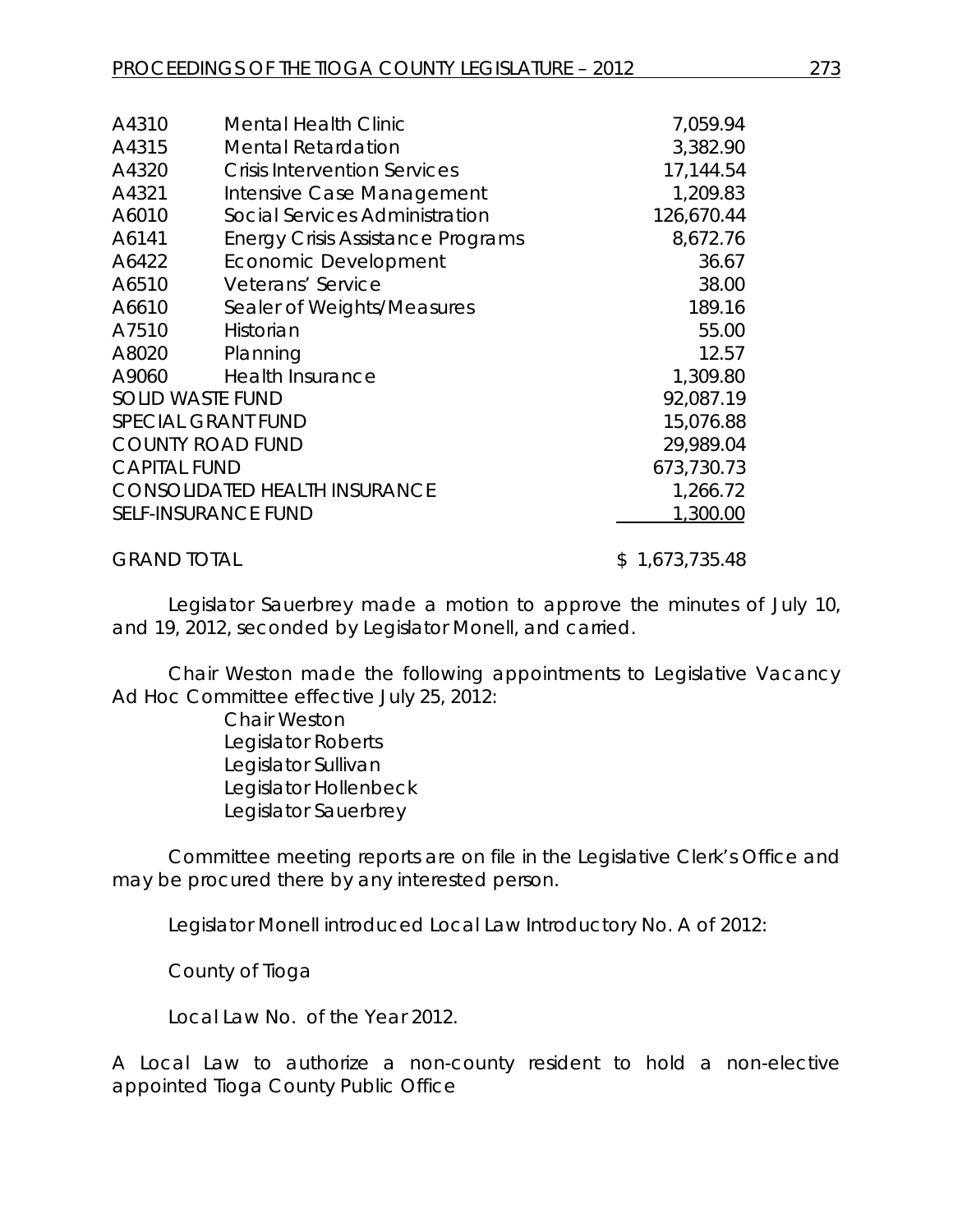| | | |
|---|---|---|
| A4310 | Mental Health Clinic | 7,059.94 |
| A4315 | Mental Retardation | 3,382.90 |
| A4320 | Crisis Intervention Services | 17,144.54 |
| A4321 | Intensive Case Management | 1,209.83 |
| A6010 | Social Services Administration | 126,670.44 |
| A6141 | Energy Crisis Assistance Programs | 8,672.76 |
| A6422 | Economic Development | 36.67 |
| A6510 | Veterans' Service | 38.00 |
| A6610 | Sealer of Weights/Measures | 189.16 |
| A7510 | Historian | 55.00 |
| A8020 | Planning | 12.57 |
| A9060 | Health Insurance | 1,309.80 |
| SOLID WASTE FUND | | 92,087.19 |
| SPECIAL GRANT FUND | | 15,076.88 |
| COUNTY ROAD FUND | | 29,989.04 |
| CAPITAL FUND | | 673,730.73 |
| CONSOLIDATED HEALTH INSURANCE | | 1,266.72 |
| SELF-INSURANCE FUND | | 1,300.00 |
| GRAND TOTAL | | $ 1,673,735.48 |

Legislator Sauerbrey made a motion to approve the minutes of July 10, and 19, 2012, seconded by Legislator Monell, and carried.

Chair Weston made the following appointments to Legislative Vacancy Ad Hoc Committee effective July 25, 2012:

Chair Weston
Legislator Roberts
Legislator Sullivan
Legislator Hollenbeck
Legislator Sauerbrey

Committee meeting reports are on file in the Legislative Clerk's Office and may be procured there by any interested person.

Legislator Monell introduced Local Law Introductory No. A of 2012:

County of Tioga

Local Law No. of the Year 2012.

A Local Law to authorize a non-county resident to hold a non-elective appointed Tioga County Public Office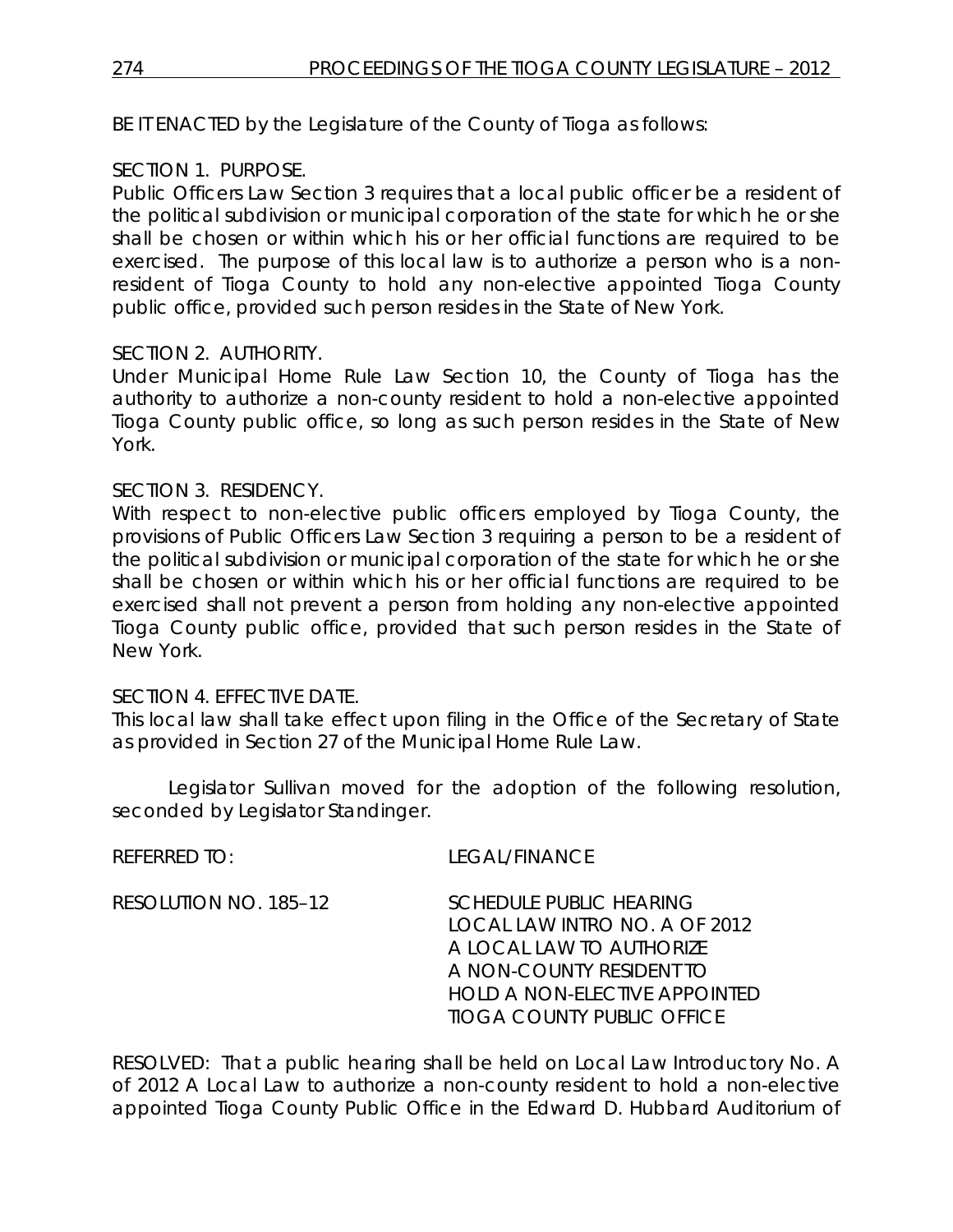BE IT ENACTED by the Legislature of the County of Tioga as follows:

SECTION 1. PURPOSE.
Public Officers Law Section 3 requires that a local public officer be a resident of the political subdivision or municipal corporation of the state for which he or she shall be chosen or within which his or her official functions are required to be exercised. The purpose of this local law is to authorize a person who is a non-resident of Tioga County to hold any non-elective appointed Tioga County public office, provided such person resides in the State of New York.

SECTION 2. AUTHORITY.
Under Municipal Home Rule Law Section 10, the County of Tioga has the authority to authorize a non-county resident to hold a non-elective appointed Tioga County public office, so long as such person resides in the State of New York.

SECTION 3. RESIDENCY.
With respect to non-elective public officers employed by Tioga County, the provisions of Public Officers Law Section 3 requiring a person to be a resident of the political subdivision or municipal corporation of the state for which he or she shall be chosen or within which his or her official functions are required to be exercised shall not prevent a person from holding any non-elective appointed Tioga County public office, provided that such person resides in the State of New York.

SECTION 4. EFFECTIVE DATE.
This local law shall take effect upon filing in the Office of the Secretary of State as provided in Section 27 of the Municipal Home Rule Law.

Legislator Sullivan moved for the adoption of the following resolution, seconded by Legislator Standinger.

REFERRED TO: LEGAL/FINANCE

RESOLUTION NO. 185–12 SCHEDULE PUBLIC HEARING
LOCAL LAW INTRO NO. A OF 2012
A LOCAL LAW TO AUTHORIZE
A NON-COUNTY RESIDENT TO
HOLD A NON-ELECTIVE APPOINTED
TIOGA COUNTY PUBLIC OFFICE

RESOLVED: That a public hearing shall be held on Local Law Introductory No. A of 2012 A Local Law to authorize a non-county resident to hold a non-elective appointed Tioga County Public Office in the Edward D. Hubbard Auditorium of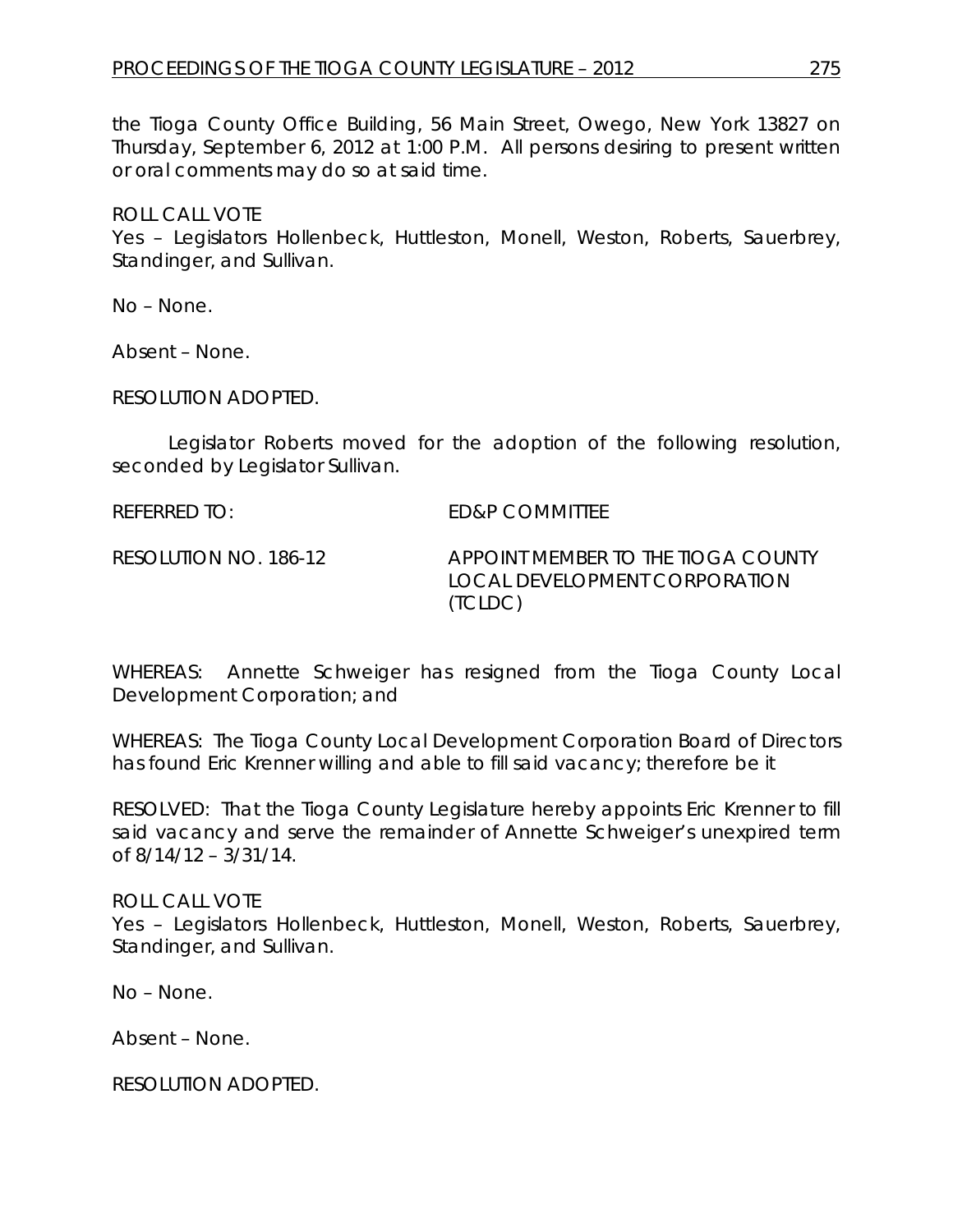the Tioga County Office Building, 56 Main Street, Owego, New York 13827 on Thursday, September 6, 2012 at 1:00 P.M. All persons desiring to present written or oral comments may do so at said time.

ROLL CALL VOTE
Yes – Legislators Hollenbeck, Huttleston, Monell, Weston, Roberts, Sauerbrey, Standinger, and Sullivan.

No – None.

Absent – None.

RESOLUTION ADOPTED.

Legislator Roberts moved for the adoption of the following resolution, seconded by Legislator Sullivan.

REFERRED TO: ED&P COMMITTEE

RESOLUTION NO. 186-12 APPOINT MEMBER TO THE TIOGA COUNTY LOCAL DEVELOPMENT CORPORATION (TCLDC)

WHEREAS: Annette Schweiger has resigned from the Tioga County Local Development Corporation; and

WHEREAS: The Tioga County Local Development Corporation Board of Directors has found Eric Krenner willing and able to fill said vacancy; therefore be it

RESOLVED: That the Tioga County Legislature hereby appoints Eric Krenner to fill said vacancy and serve the remainder of Annette Schweiger's unexpired term of 8/14/12 – 3/31/14.

ROLL CALL VOTE
Yes – Legislators Hollenbeck, Huttleston, Monell, Weston, Roberts, Sauerbrey, Standinger, and Sullivan.

No – None.

Absent – None.

RESOLUTION ADOPTED.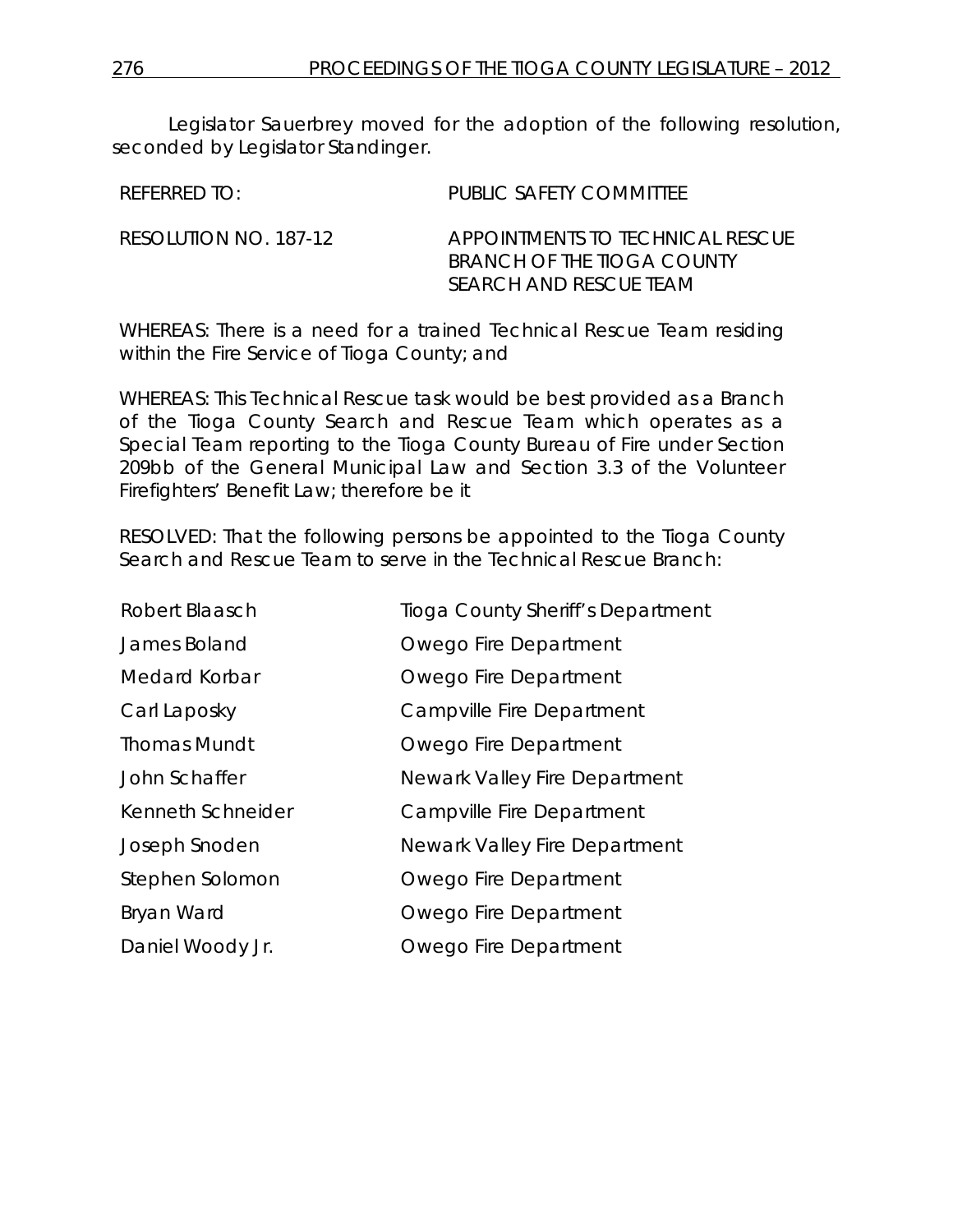Legislator Sauerbrey moved for the adoption of the following resolution, seconded by Legislator Standinger.

| | |
|---|---|
| REFERRED TO: | PUBLIC SAFETY COMMITTEE |
| RESOLUTION NO. 187-12 | APPOINTMENTS TO TECHNICAL RESCUE BRANCH OF THE TIOGA COUNTY SEARCH AND RESCUE TEAM |

WHEREAS: There is a need for a trained Technical Rescue Team residing within the Fire Service of Tioga County; and

WHEREAS: This Technical Rescue task would be best provided as a Branch of the Tioga County Search and Rescue Team which operates as a Special Team reporting to the Tioga County Bureau of Fire under Section 209bb of the General Municipal Law and Section 3.3 of the Volunteer Firefighters' Benefit Law; therefore be it

RESOLVED: That the following persons be appointed to the Tioga County Search and Rescue Team to serve in the Technical Rescue Branch:

| | |
|---|---|
| Robert Blaasch | Tioga County Sheriff's Department |
| James Boland | Owego Fire Department |
| Medard Korbar | Owego Fire Department |
| Carl Laposky | Campville Fire Department |
| Thomas Mundt | Owego Fire Department |
| John Schaffer | Newark Valley Fire Department |
| Kenneth Schneider | Campville Fire Department |
| Joseph Snoden | Newark Valley Fire Department |
| Stephen Solomon | Owego Fire Department |
| Bryan Ward | Owego Fire Department |
| Daniel Woody Jr. | Owego Fire Department |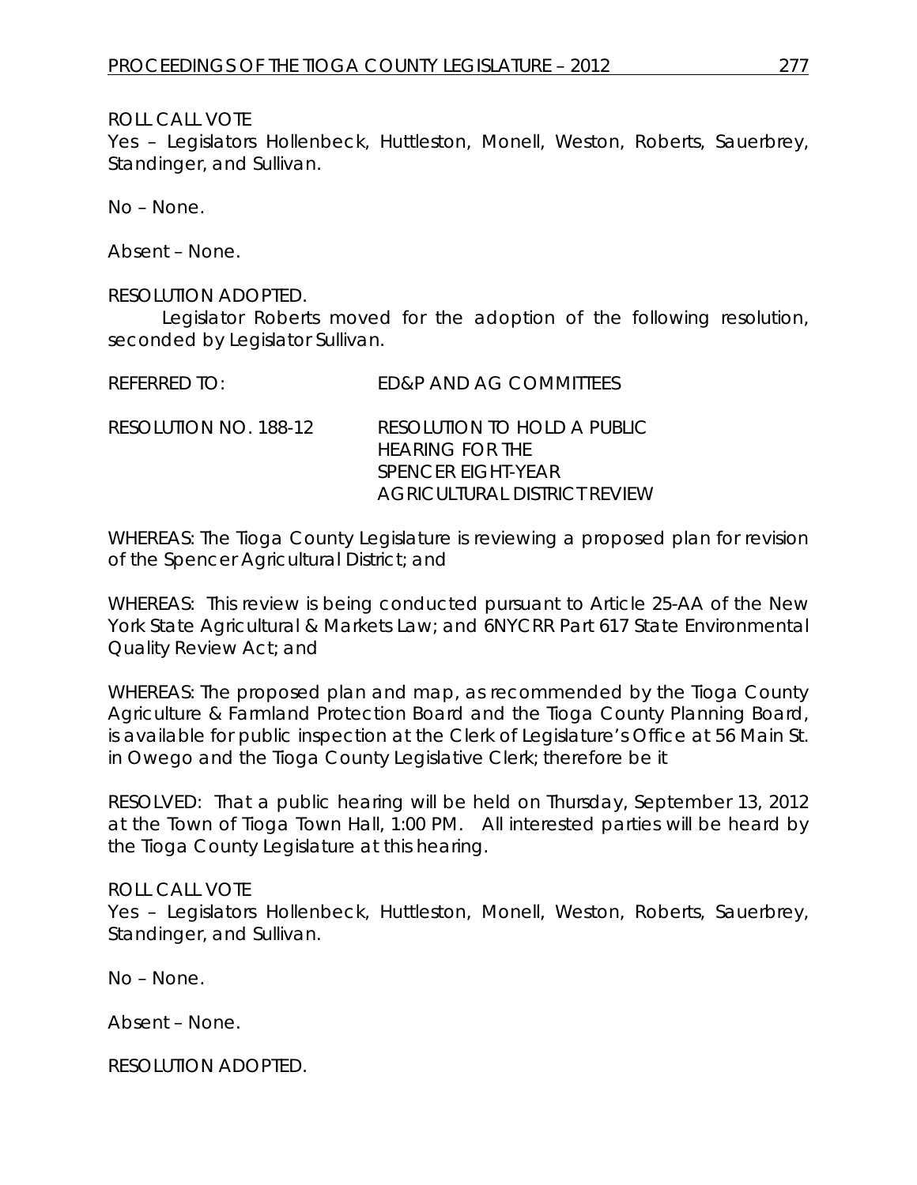ROLL CALL VOTE
Yes – Legislators Hollenbeck, Huttleston, Monell, Weston, Roberts, Sauerbrey, Standinger, and Sullivan.

No – None.

Absent – None.

RESOLUTION ADOPTED.

Legislator Roberts moved for the adoption of the following resolution, seconded by Legislator Sullivan.

REFERRED TO: ED&P AND AG COMMITTEES

RESOLUTION NO. 188-12 RESOLUTION TO HOLD A PUBLIC HEARING FOR THE SPENCER EIGHT-YEAR AGRICULTURAL DISTRICT REVIEW

WHEREAS: The Tioga County Legislature is reviewing a proposed plan for revision of the Spencer Agricultural District; and

WHEREAS: This review is being conducted pursuant to Article 25-AA of the New York State Agricultural & Markets Law; and 6NYCRR Part 617 State Environmental Quality Review Act; and

WHEREAS: The proposed plan and map, as recommended by the Tioga County Agriculture & Farmland Protection Board and the Tioga County Planning Board, is available for public inspection at the Clerk of Legislature's Office at 56 Main St. in Owego and the Tioga County Legislative Clerk; therefore be it

RESOLVED: That a public hearing will be held on Thursday, September 13, 2012 at the Town of Tioga Town Hall, 1:00 PM. All interested parties will be heard by the Tioga County Legislature at this hearing.

ROLL CALL VOTE
Yes – Legislators Hollenbeck, Huttleston, Monell, Weston, Roberts, Sauerbrey, Standinger, and Sullivan.

No – None.

Absent – None.

RESOLUTION ADOPTED.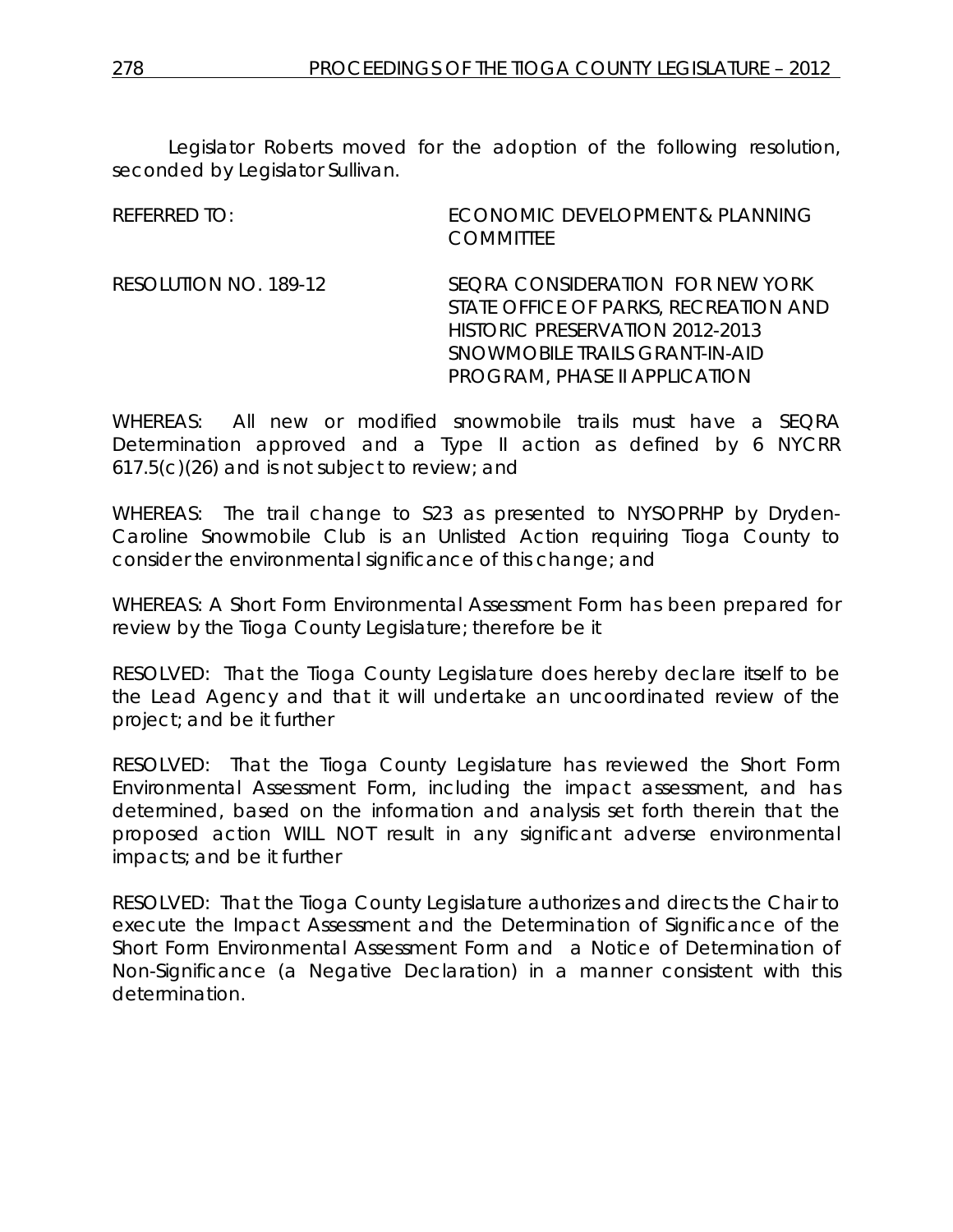Legislator Roberts moved for the adoption of the following resolution, seconded by Legislator Sullivan.

REFERRED TO: ECONOMIC DEVELOPMENT & PLANNING COMMITTEE

RESOLUTION NO. 189-12 SEQRA CONSIDERATION FOR NEW YORK STATE OFFICE OF PARKS, RECREATION AND HISTORIC PRESERVATION 2012-2013 SNOWMOBILE TRAILS GRANT-IN-AID PROGRAM, PHASE II APPLICATION

WHEREAS: All new or modified snowmobile trails must have a SEQRA Determination approved and a Type II action as defined by 6 NYCRR 617.5(c)(26) and is not subject to review; and

WHEREAS: The trail change to S23 as presented to NYSOPRHP by Dryden-Caroline Snowmobile Club is an Unlisted Action requiring Tioga County to consider the environmental significance of this change; and

WHEREAS: A Short Form Environmental Assessment Form has been prepared for review by the Tioga County Legislature; therefore be it

RESOLVED: That the Tioga County Legislature does hereby declare itself to be the Lead Agency and that it will undertake an uncoordinated review of the project; and be it further

RESOLVED: That the Tioga County Legislature has reviewed the Short Form Environmental Assessment Form, including the impact assessment, and has determined, based on the information and analysis set forth therein that the proposed action WILL NOT result in any significant adverse environmental impacts; and be it further

RESOLVED: That the Tioga County Legislature authorizes and directs the Chair to execute the Impact Assessment and the Determination of Significance of the Short Form Environmental Assessment Form and a Notice of Determination of Non-Significance (a Negative Declaration) in a manner consistent with this determination.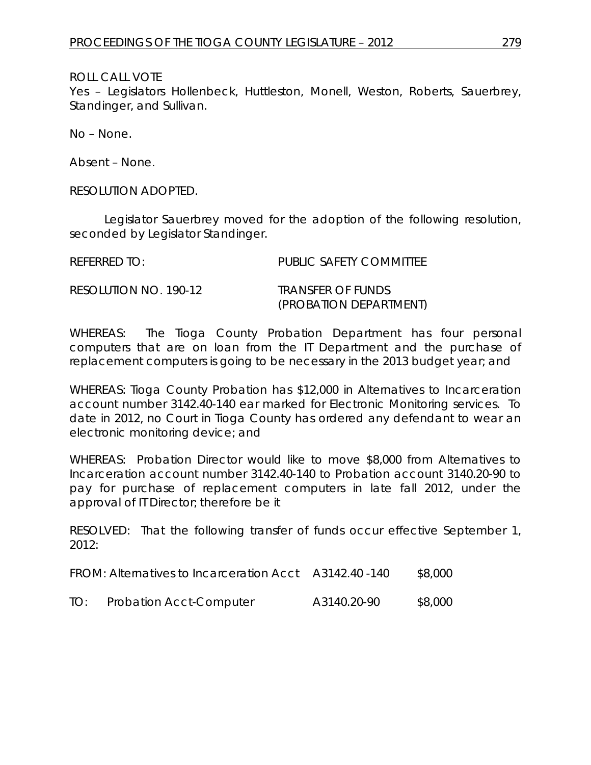ROLL CALL VOTE
Yes – Legislators Hollenbeck, Huttleston, Monell, Weston, Roberts, Sauerbrey, Standinger, and Sullivan.

No – None.

Absent – None.

RESOLUTION ADOPTED.

Legislator Sauerbrey moved for the adoption of the following resolution, seconded by Legislator Standinger.

REFERRED TO: PUBLIC SAFETY COMMITTEE

RESOLUTION NO. 190-12 TRANSFER OF FUNDS (PROBATION DEPARTMENT)

WHEREAS: The Tioga County Probation Department has four personal computers that are on loan from the IT Department and the purchase of replacement computers is going to be necessary in the 2013 budget year; and

WHEREAS: Tioga County Probation has $12,000 in Alternatives to Incarceration account number 3142.40-140 ear marked for Electronic Monitoring services. To date in 2012, no Court in Tioga County has ordered any defendant to wear an electronic monitoring device; and

WHEREAS: Probation Director would like to move $8,000 from Alternatives to Incarceration account number 3142.40-140 to Probation account 3140.20-90 to pay for purchase of replacement computers in late fall 2012, under the approval of IT Director; therefore be it

RESOLVED: That the following transfer of funds occur effective September 1, 2012:

| | | | |
|---|---|---|---|
| FROM: | Alternatives to Incarceration Acct | A3142.40 -140 | $8,000 |
| TO: | Probation Acct-Computer | A3140.20-90 | $8,000 |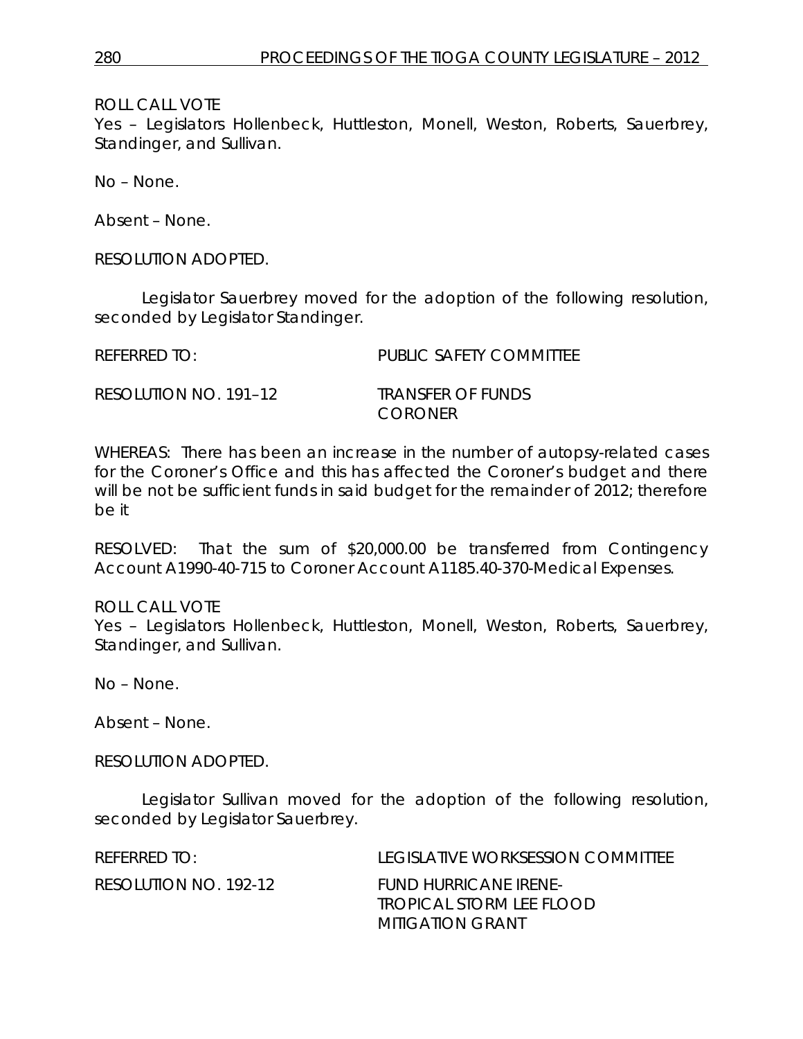ROLL CALL VOTE
Yes – Legislators Hollenbeck, Huttleston, Monell, Weston, Roberts, Sauerbrey, Standinger, and Sullivan.

No – None.

Absent – None.

RESOLUTION ADOPTED.

Legislator Sauerbrey moved for the adoption of the following resolution, seconded by Legislator Standinger.

REFERRED TO: PUBLIC SAFETY COMMITTEE

RESOLUTION NO. 191–12 TRANSFER OF FUNDS CORONER

WHEREAS: There has been an increase in the number of autopsy-related cases for the Coroner's Office and this has affected the Coroner's budget and there will be not be sufficient funds in said budget for the remainder of 2012; therefore be it

RESOLVED: That the sum of $20,000.00 be transferred from Contingency Account A1990-40-715 to Coroner Account A1185.40-370-Medical Expenses.

ROLL CALL VOTE
Yes – Legislators Hollenbeck, Huttleston, Monell, Weston, Roberts, Sauerbrey, Standinger, and Sullivan.

No – None.

Absent – None.

RESOLUTION ADOPTED.

Legislator Sullivan moved for the adoption of the following resolution, seconded by Legislator Sauerbrey.

REFERRED TO: LEGISLATIVE WORKSESSION COMMITTEE

RESOLUTION NO. 192-12 FUND HURRICANE IRENE-TROPICAL STORM LEE FLOOD MITIGATION GRANT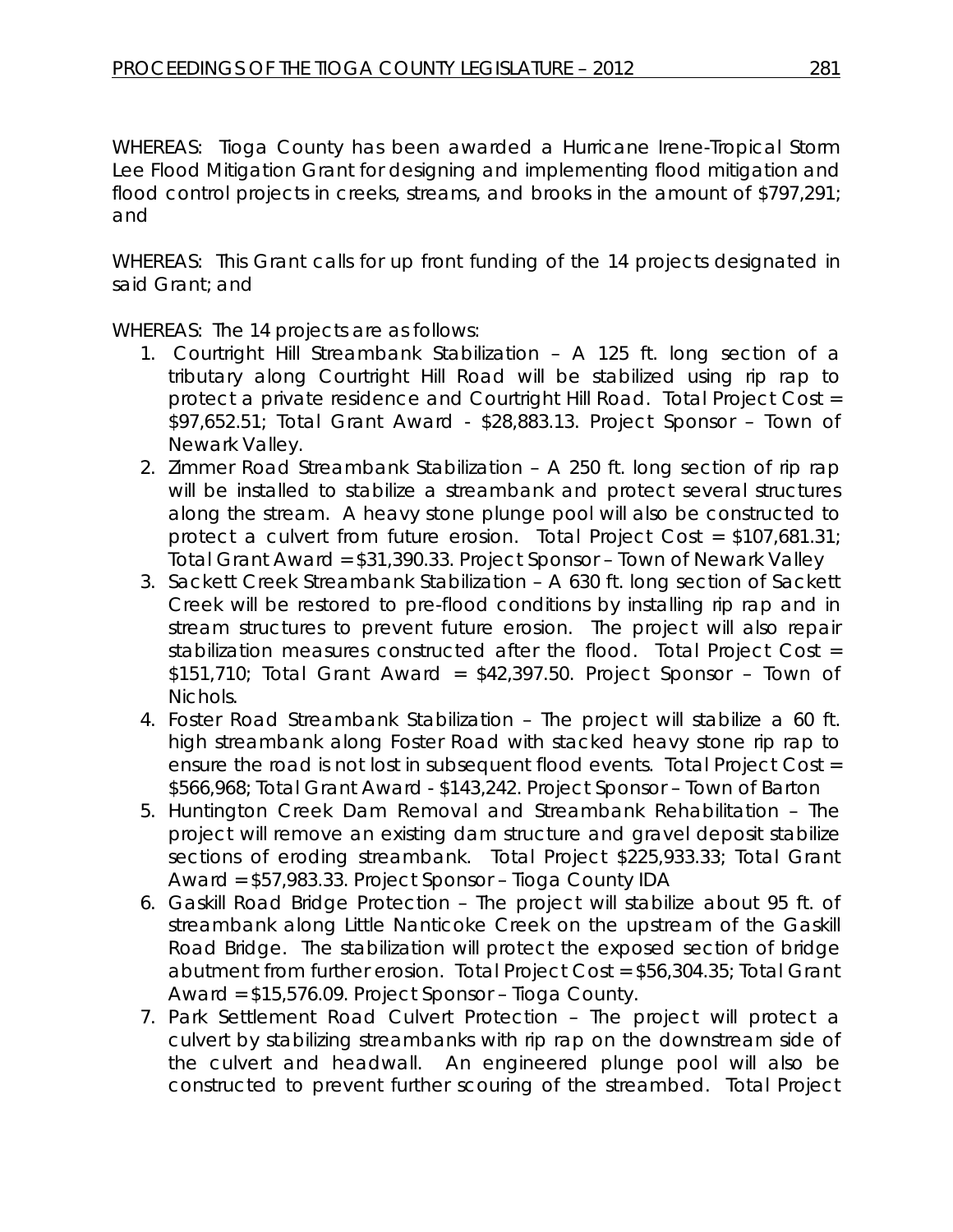WHEREAS: Tioga County has been awarded a Hurricane Irene-Tropical Storm Lee Flood Mitigation Grant for designing and implementing flood mitigation and flood control projects in creeks, streams, and brooks in the amount of $797,291; and

WHEREAS: This Grant calls for up front funding of the 14 projects designated in said Grant; and

WHEREAS: The 14 projects are as follows:

1. Courtright Hill Streambank Stabilization – A 125 ft. long section of a tributary along Courtright Hill Road will be stabilized using rip rap to protect a private residence and Courtright Hill Road. Total Project Cost = $97,652.51; Total Grant Award - $28,883.13. Project Sponsor – Town of Newark Valley.
2. Zimmer Road Streambank Stabilization – A 250 ft. long section of rip rap will be installed to stabilize a streambank and protect several structures along the stream. A heavy stone plunge pool will also be constructed to protect a culvert from future erosion. Total Project Cost = $107,681.31; Total Grant Award = $31,390.33. Project Sponsor – Town of Newark Valley
3. Sackett Creek Streambank Stabilization – A 630 ft. long section of Sackett Creek will be restored to pre-flood conditions by installing rip rap and in stream structures to prevent future erosion. The project will also repair stabilization measures constructed after the flood. Total Project Cost = $151,710; Total Grant Award = $42,397.50. Project Sponsor – Town of Nichols.
4. Foster Road Streambank Stabilization – The project will stabilize a 60 ft. high streambank along Foster Road with stacked heavy stone rip rap to ensure the road is not lost in subsequent flood events. Total Project Cost = $566,968; Total Grant Award - $143,242. Project Sponsor – Town of Barton
5. Huntington Creek Dam Removal and Streambank Rehabilitation – The project will remove an existing dam structure and gravel deposit stabilize sections of eroding streambank. Total Project $225,933.33; Total Grant Award = $57,983.33. Project Sponsor – Tioga County IDA
6. Gaskill Road Bridge Protection – The project will stabilize about 95 ft. of streambank along Little Nanticoke Creek on the upstream of the Gaskill Road Bridge. The stabilization will protect the exposed section of bridge abutment from further erosion. Total Project Cost = $56,304.35; Total Grant Award = $15,576.09. Project Sponsor – Tioga County.
7. Park Settlement Road Culvert Protection – The project will protect a culvert by stabilizing streambanks with rip rap on the downstream side of the culvert and headwall. An engineered plunge pool will also be constructed to prevent further scouring of the streambed. Total Project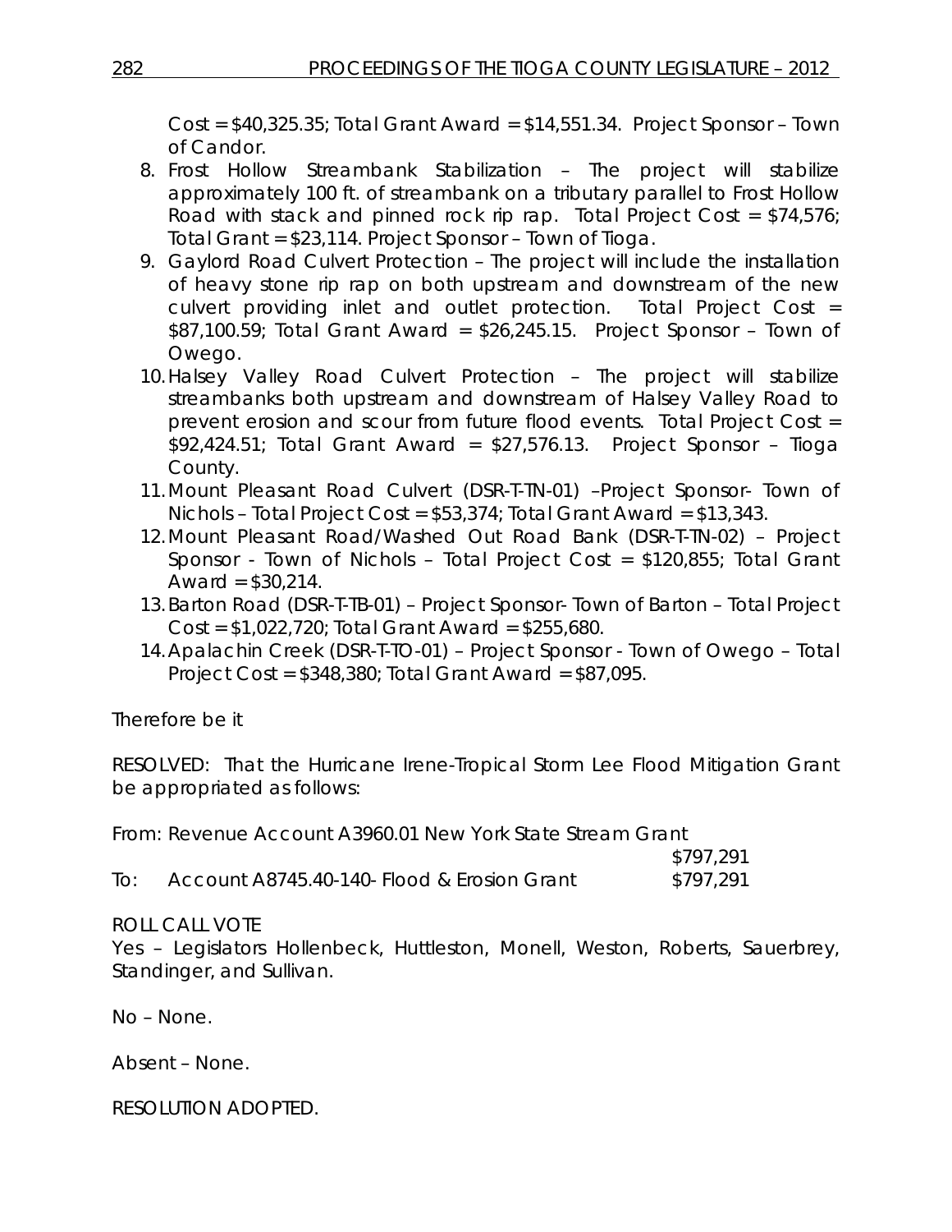Cost = $40,325.35; Total Grant Award = $14,551.34. Project Sponsor – Town of Candor.

8. Frost Hollow Streambank Stabilization – The project will stabilize approximately 100 ft. of streambank on a tributary parallel to Frost Hollow Road with stack and pinned rock rip rap. Total Project Cost = $74,576; Total Grant = $23,114. Project Sponsor – Town of Tioga.
9. Gaylord Road Culvert Protection – The project will include the installation of heavy stone rip rap on both upstream and downstream of the new culvert providing inlet and outlet protection. Total Project Cost = $87,100.59; Total Grant Award = $26,245.15. Project Sponsor – Town of Owego.
10. Halsey Valley Road Culvert Protection – The project will stabilize streambanks both upstream and downstream of Halsey Valley Road to prevent erosion and scour from future flood events. Total Project Cost = $92,424.51; Total Grant Award = $27,576.13. Project Sponsor – Tioga County.
11. Mount Pleasant Road Culvert (DSR-T-TN-01) –Project Sponsor- Town of Nichols – Total Project Cost = $53,374; Total Grant Award = $13,343.
12. Mount Pleasant Road/Washed Out Road Bank (DSR-T-TN-02) – Project Sponsor - Town of Nichols – Total Project Cost = $120,855; Total Grant Award = $30,214.
13. Barton Road (DSR-T-TB-01) – Project Sponsor- Town of Barton – Total Project Cost = $1,022,720; Total Grant Award = $255,680.
14. Apalachin Creek (DSR-T-TO-01) – Project Sponsor - Town of Owego – Total Project Cost = $348,380; Total Grant Award = $87,095.

Therefore be it

RESOLVED: That the Hurricane Irene-Tropical Storm Lee Flood Mitigation Grant be appropriated as follows:

From: Revenue Account A3960.01 New York State Stream Grant $797,291

To: Account A8745.40-140- Flood & Erosion Grant $797,291

ROLL CALL VOTE

Yes – Legislators Hollenbeck, Huttleston, Monell, Weston, Roberts, Sauerbrey, Standinger, and Sullivan.

No – None.

Absent – None.

RESOLUTION ADOPTED.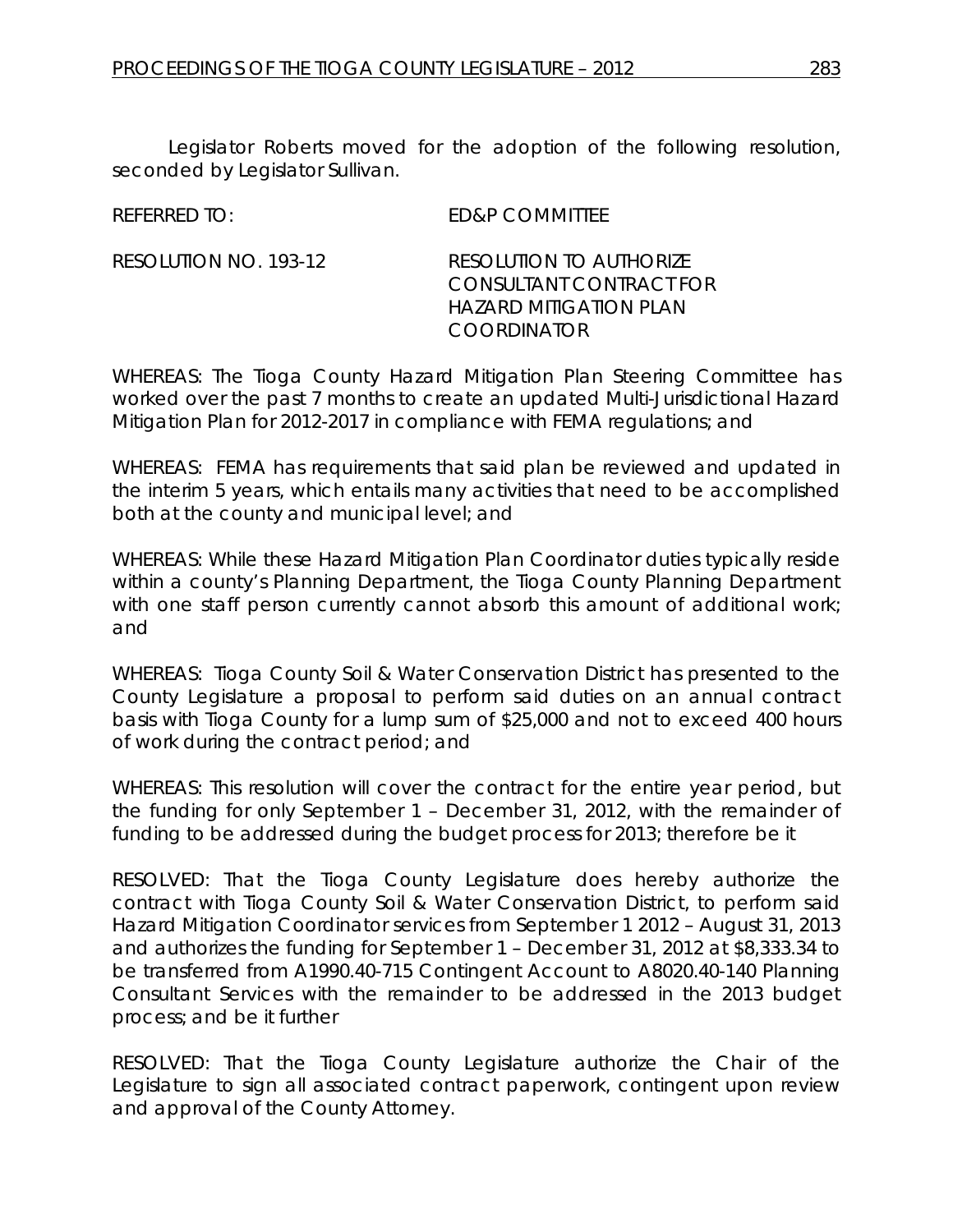Legislator Roberts moved for the adoption of the following resolution, seconded by Legislator Sullivan.

REFERRED TO: ED&P COMMITTEE

RESOLUTION NO. 193-12 RESOLUTION TO AUTHORIZE CONSULTANT CONTRACT FOR HAZARD MITIGATION PLAN COORDINATOR

WHEREAS: The Tioga County Hazard Mitigation Plan Steering Committee has worked over the past 7 months to create an updated Multi-Jurisdictional Hazard Mitigation Plan for 2012-2017 in compliance with FEMA regulations; and

WHEREAS: FEMA has requirements that said plan be reviewed and updated in the interim 5 years, which entails many activities that need to be accomplished both at the county and municipal level; and

WHEREAS: While these Hazard Mitigation Plan Coordinator duties typically reside within a county's Planning Department, the Tioga County Planning Department with one staff person currently cannot absorb this amount of additional work; and

WHEREAS: Tioga County Soil & Water Conservation District has presented to the County Legislature a proposal to perform said duties on an annual contract basis with Tioga County for a lump sum of $25,000 and not to exceed 400 hours of work during the contract period; and

WHEREAS: This resolution will cover the contract for the entire year period, but the funding for only September 1 – December 31, 2012, with the remainder of funding to be addressed during the budget process for 2013; therefore be it

RESOLVED: That the Tioga County Legislature does hereby authorize the contract with Tioga County Soil & Water Conservation District, to perform said Hazard Mitigation Coordinator services from September 1 2012 – August 31, 2013 and authorizes the funding for September 1 – December 31, 2012 at $8,333.34 to be transferred from A1990.40-715 Contingent Account to A8020.40-140 Planning Consultant Services with the remainder to be addressed in the 2013 budget process; and be it further

RESOLVED: That the Tioga County Legislature authorize the Chair of the Legislature to sign all associated contract paperwork, contingent upon review and approval of the County Attorney.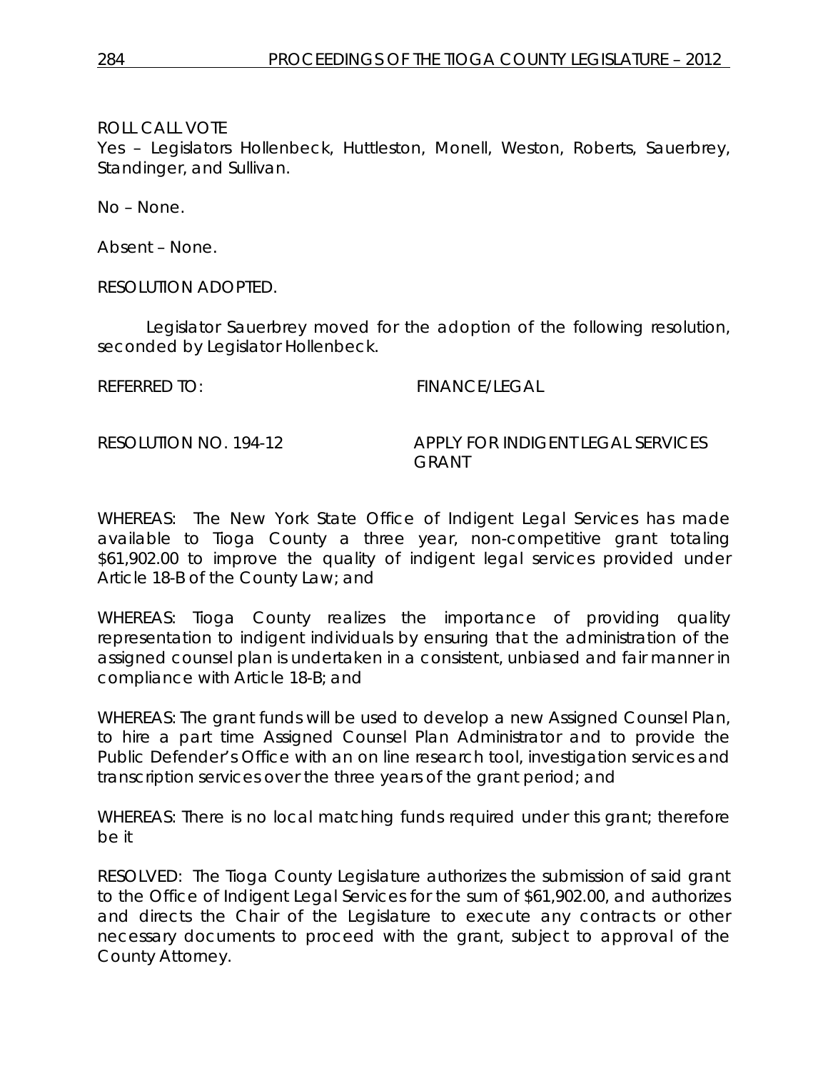ROLL CALL VOTE
Yes – Legislators Hollenbeck, Huttleston, Monell, Weston, Roberts, Sauerbrey, Standinger, and Sullivan.

No – None.

Absent – None.

RESOLUTION ADOPTED.

Legislator Sauerbrey moved for the adoption of the following resolution, seconded by Legislator Hollenbeck.

REFERRED TO: FINANCE/LEGAL

RESOLUTION NO. 194-12 APPLY FOR INDIGENT LEGAL SERVICES GRANT

WHEREAS: The New York State Office of Indigent Legal Services has made available to Tioga County a three year, non-competitive grant totaling $61,902.00 to improve the quality of indigent legal services provided under Article 18-B of the County Law; and

WHEREAS: Tioga County realizes the importance of providing quality representation to indigent individuals by ensuring that the administration of the assigned counsel plan is undertaken in a consistent, unbiased and fair manner in compliance with Article 18-B; and

WHEREAS: The grant funds will be used to develop a new Assigned Counsel Plan, to hire a part time Assigned Counsel Plan Administrator and to provide the Public Defender's Office with an on line research tool, investigation services and transcription services over the three years of the grant period; and

WHEREAS: There is no local matching funds required under this grant; therefore be it

RESOLVED: The Tioga County Legislature authorizes the submission of said grant to the Office of Indigent Legal Services for the sum of $61,902.00, and authorizes and directs the Chair of the Legislature to execute any contracts or other necessary documents to proceed with the grant, subject to approval of the County Attorney.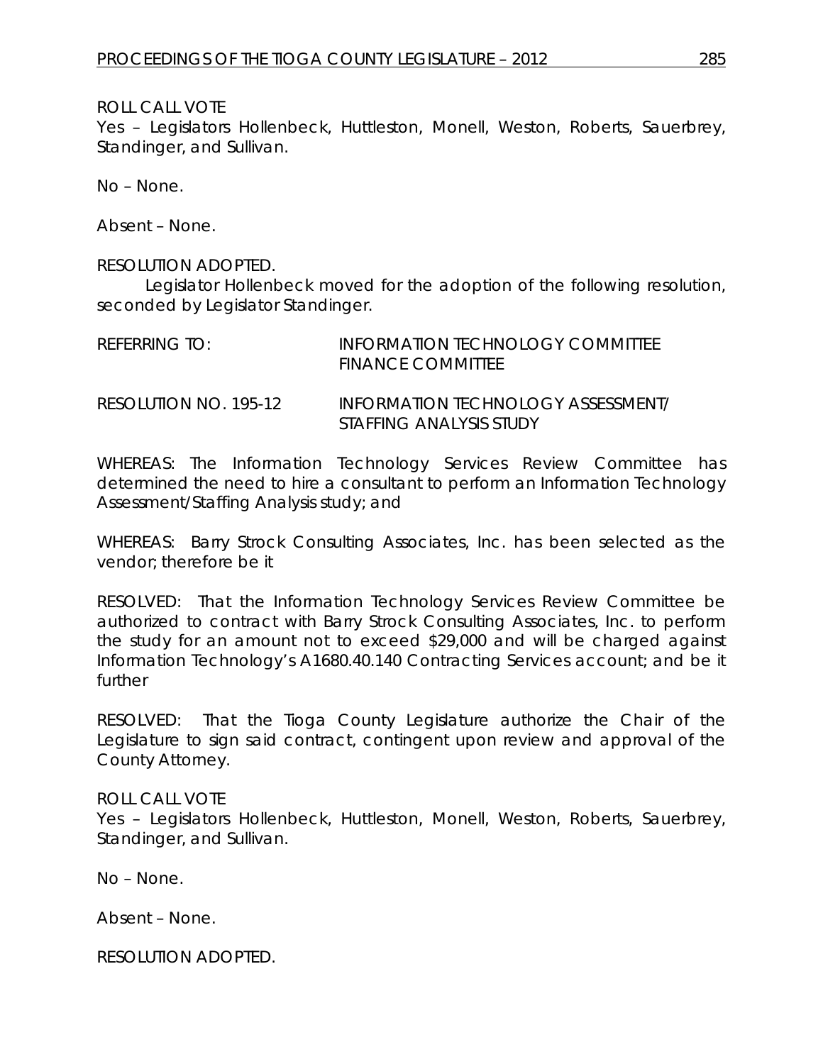ROLL CALL VOTE
Yes – Legislators Hollenbeck, Huttleston, Monell, Weston, Roberts, Sauerbrey, Standinger, and Sullivan.

No – None.

Absent – None.

RESOLUTION ADOPTED.

Legislator Hollenbeck moved for the adoption of the following resolution, seconded by Legislator Standinger.

REFERRING TO: INFORMATION TECHNOLOGY COMMITTEE
FINANCE COMMITTEE

RESOLUTION NO. 195-12 INFORMATION TECHNOLOGY ASSESSMENT/
STAFFING ANALYSIS STUDY

WHEREAS: The Information Technology Services Review Committee has determined the need to hire a consultant to perform an Information Technology Assessment/Staffing Analysis study; and

WHEREAS: Barry Strock Consulting Associates, Inc. has been selected as the vendor; therefore be it

RESOLVED: That the Information Technology Services Review Committee be authorized to contract with Barry Strock Consulting Associates, Inc. to perform the study for an amount not to exceed $29,000 and will be charged against Information Technology's A1680.40.140 Contracting Services account; and be it further

RESOLVED: That the Tioga County Legislature authorize the Chair of the Legislature to sign said contract, contingent upon review and approval of the County Attorney.

ROLL CALL VOTE
Yes – Legislators Hollenbeck, Huttleston, Monell, Weston, Roberts, Sauerbrey, Standinger, and Sullivan.

No – None.

Absent – None.

RESOLUTION ADOPTED.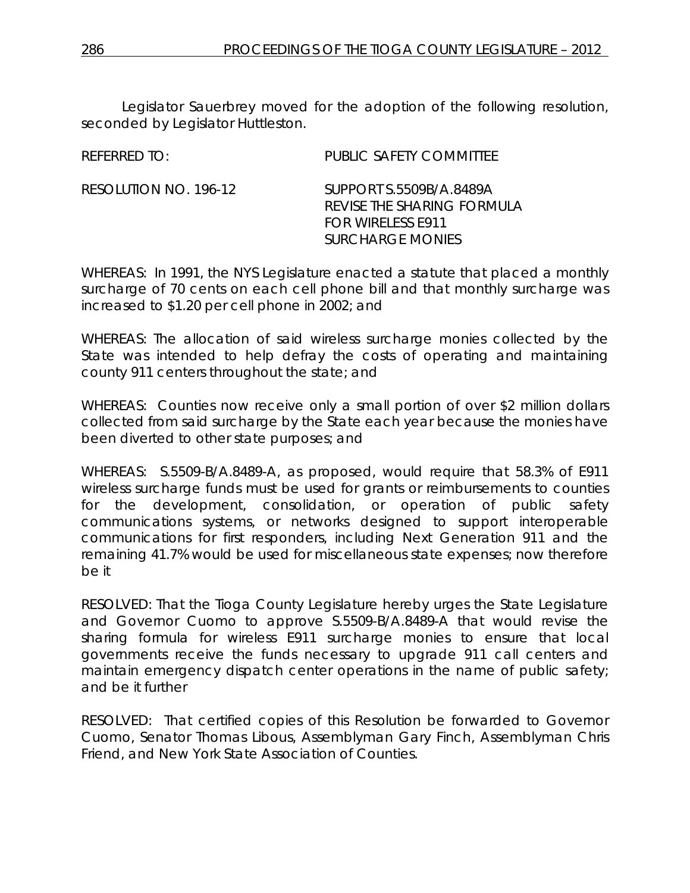Legislator Sauerbrey moved for the adoption of the following resolution, seconded by Legislator Huttleston.

REFERRED TO: PUBLIC SAFETY COMMITTEE

RESOLUTION NO. 196-12 SUPPORT S.5509B/A.8489A REVISE THE SHARING FORMULA FOR WIRELESS E911 SURCHARGE MONIES

WHEREAS: In 1991, the NYS Legislature enacted a statute that placed a monthly surcharge of 70 cents on each cell phone bill and that monthly surcharge was increased to $1.20 per cell phone in 2002; and

WHEREAS: The allocation of said wireless surcharge monies collected by the State was intended to help defray the costs of operating and maintaining county 911 centers throughout the state; and

WHEREAS: Counties now receive only a small portion of over $2 million dollars collected from said surcharge by the State each year because the monies have been diverted to other state purposes; and

WHEREAS: S.5509-B/A.8489-A, as proposed, would require that 58.3% of E911 wireless surcharge funds must be used for grants or reimbursements to counties for the development, consolidation, or operation of public safety communications systems, or networks designed to support interoperable communications for first responders, including Next Generation 911 and the remaining 41.7% would be used for miscellaneous state expenses; now therefore be it

RESOLVED: That the Tioga County Legislature hereby urges the State Legislature and Governor Cuomo to approve S.5509-B/A.8489-A that would revise the sharing formula for wireless E911 surcharge monies to ensure that local governments receive the funds necessary to upgrade 911 call centers and maintain emergency dispatch center operations in the name of public safety; and be it further

RESOLVED: That certified copies of this Resolution be forwarded to Governor Cuomo, Senator Thomas Libous, Assemblyman Gary Finch, Assemblyman Chris Friend, and New York State Association of Counties.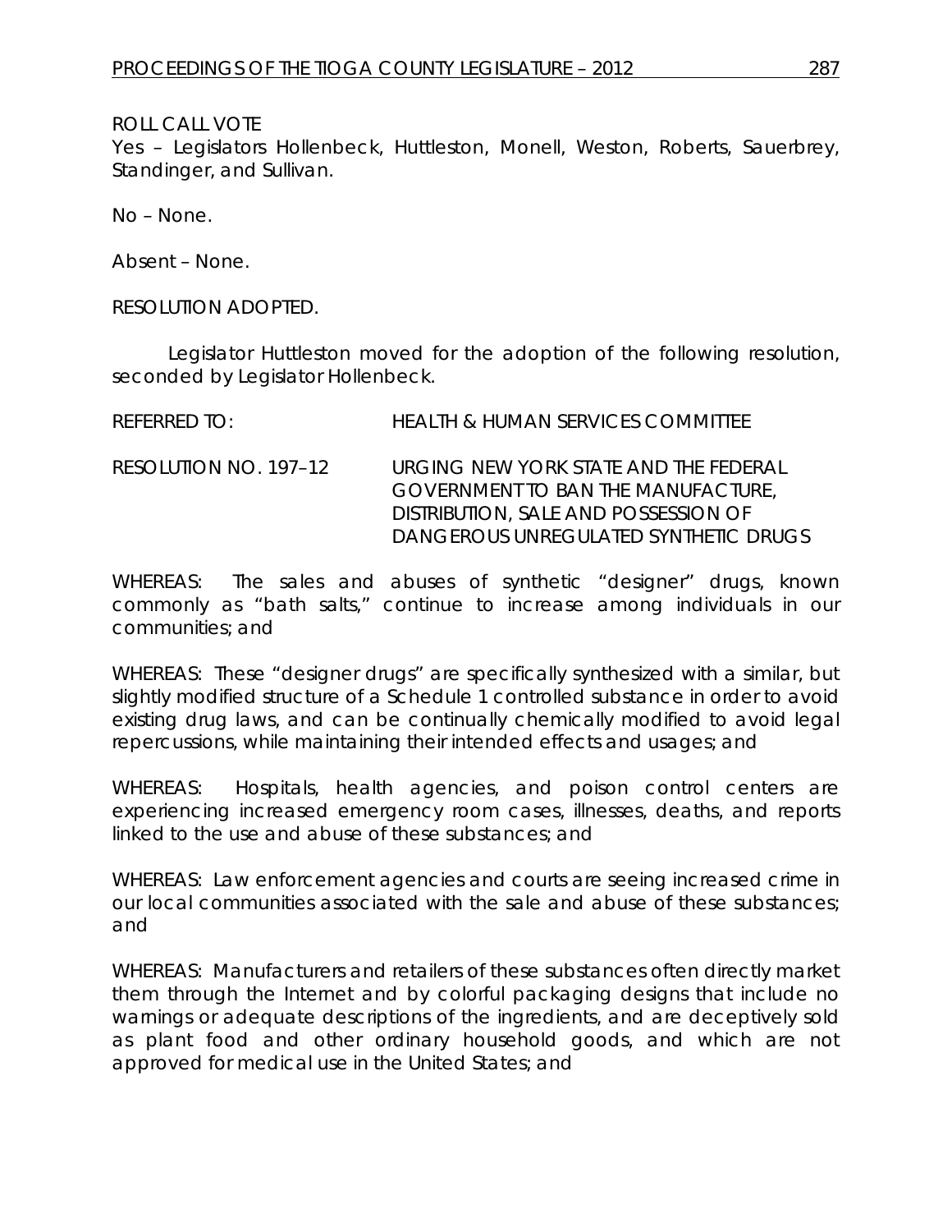ROLL CALL VOTE

Yes – Legislators Hollenbeck, Huttleston, Monell, Weston, Roberts, Sauerbrey, Standinger, and Sullivan.

No – None.

Absent – None.

RESOLUTION ADOPTED.

Legislator Huttleston moved for the adoption of the following resolution, seconded by Legislator Hollenbeck.

REFERRED TO: HEALTH & HUMAN SERVICES COMMITTEE

RESOLUTION NO. 197–12 URGING NEW YORK STATE AND THE FEDERAL GOVERNMENT TO BAN THE MANUFACTURE, DISTRIBUTION, SALE AND POSSESSION OF DANGEROUS UNREGULATED SYNTHETIC DRUGS

WHEREAS: The sales and abuses of synthetic "designer" drugs, known commonly as "bath salts," continue to increase among individuals in our communities; and

WHEREAS: These "designer drugs" are specifically synthesized with a similar, but slightly modified structure of a Schedule 1 controlled substance in order to avoid existing drug laws, and can be continually chemically modified to avoid legal repercussions, while maintaining their intended effects and usages; and

WHEREAS: Hospitals, health agencies, and poison control centers are experiencing increased emergency room cases, illnesses, deaths, and reports linked to the use and abuse of these substances; and

WHEREAS: Law enforcement agencies and courts are seeing increased crime in our local communities associated with the sale and abuse of these substances; and

WHEREAS: Manufacturers and retailers of these substances often directly market them through the Internet and by colorful packaging designs that include no warnings or adequate descriptions of the ingredients, and are deceptively sold as plant food and other ordinary household goods, and which are not approved for medical use in the United States; and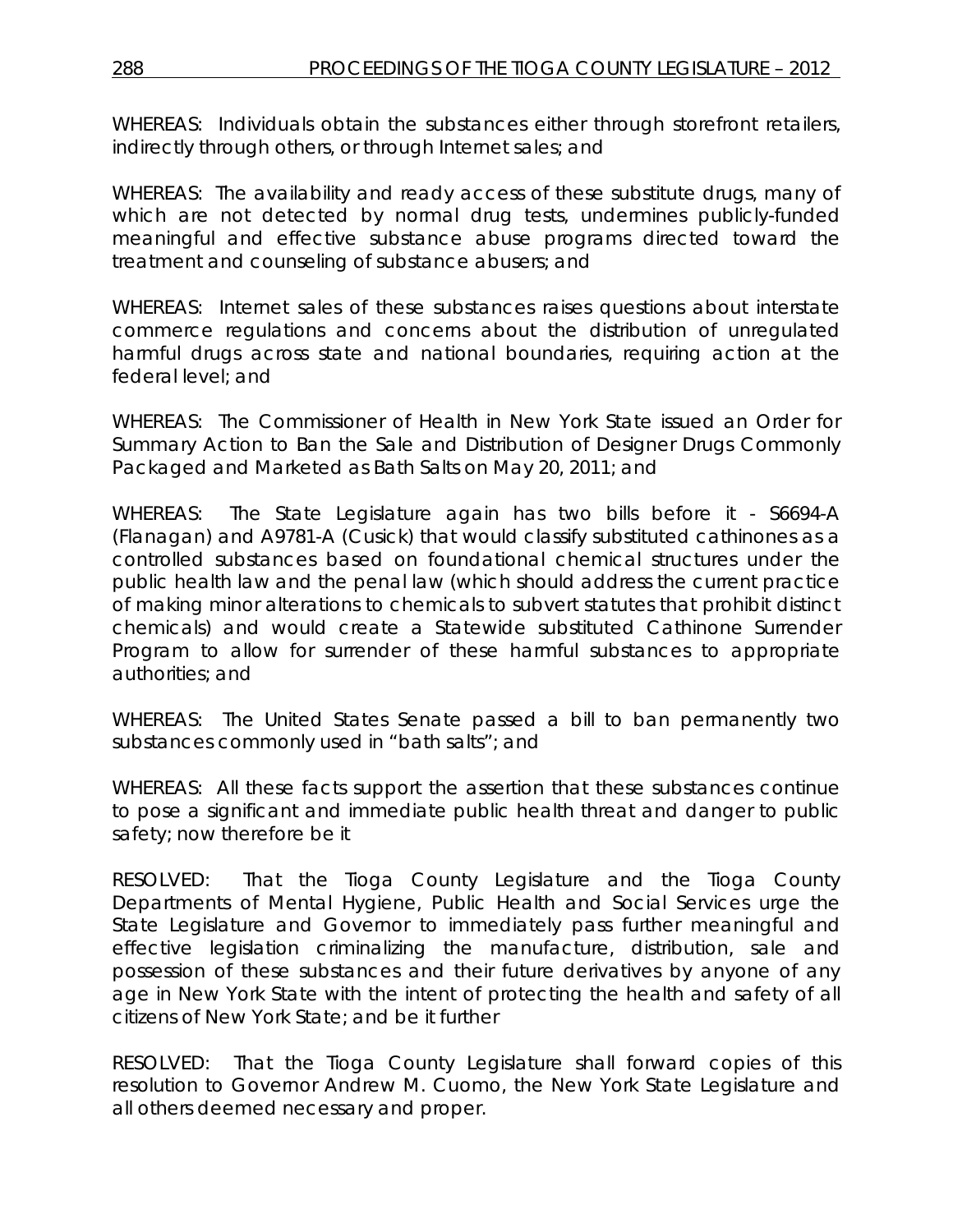WHEREAS: Individuals obtain the substances either through storefront retailers, indirectly through others, or through Internet sales; and

WHEREAS: The availability and ready access of these substitute drugs, many of which are not detected by normal drug tests, undermines publicly-funded meaningful and effective substance abuse programs directed toward the treatment and counseling of substance abusers; and

WHEREAS: Internet sales of these substances raises questions about interstate commerce regulations and concerns about the distribution of unregulated harmful drugs across state and national boundaries, requiring action at the federal level; and

WHEREAS: The Commissioner of Health in New York State issued an Order for Summary Action to Ban the Sale and Distribution of Designer Drugs Commonly Packaged and Marketed as Bath Salts on May 20, 2011; and

WHEREAS: The State Legislature again has two bills before it - S6694-A (Flanagan) and A9781-A (Cusick) that would classify substituted cathinones as a controlled substances based on foundational chemical structures under the public health law and the penal law (which should address the current practice of making minor alterations to chemicals to subvert statutes that prohibit distinct chemicals) and would create a Statewide substituted Cathinone Surrender Program to allow for surrender of these harmful substances to appropriate authorities; and

WHEREAS: The United States Senate passed a bill to ban permanently two substances commonly used in "bath salts"; and

WHEREAS: All these facts support the assertion that these substances continue to pose a significant and immediate public health threat and danger to public safety; now therefore be it

RESOLVED: That the Tioga County Legislature and the Tioga County Departments of Mental Hygiene, Public Health and Social Services urge the State Legislature and Governor to immediately pass further meaningful and effective legislation criminalizing the manufacture, distribution, sale and possession of these substances and their future derivatives by anyone of any age in New York State with the intent of protecting the health and safety of all citizens of New York State; and be it further

RESOLVED: That the Tioga County Legislature shall forward copies of this resolution to Governor Andrew M. Cuomo, the New York State Legislature and all others deemed necessary and proper.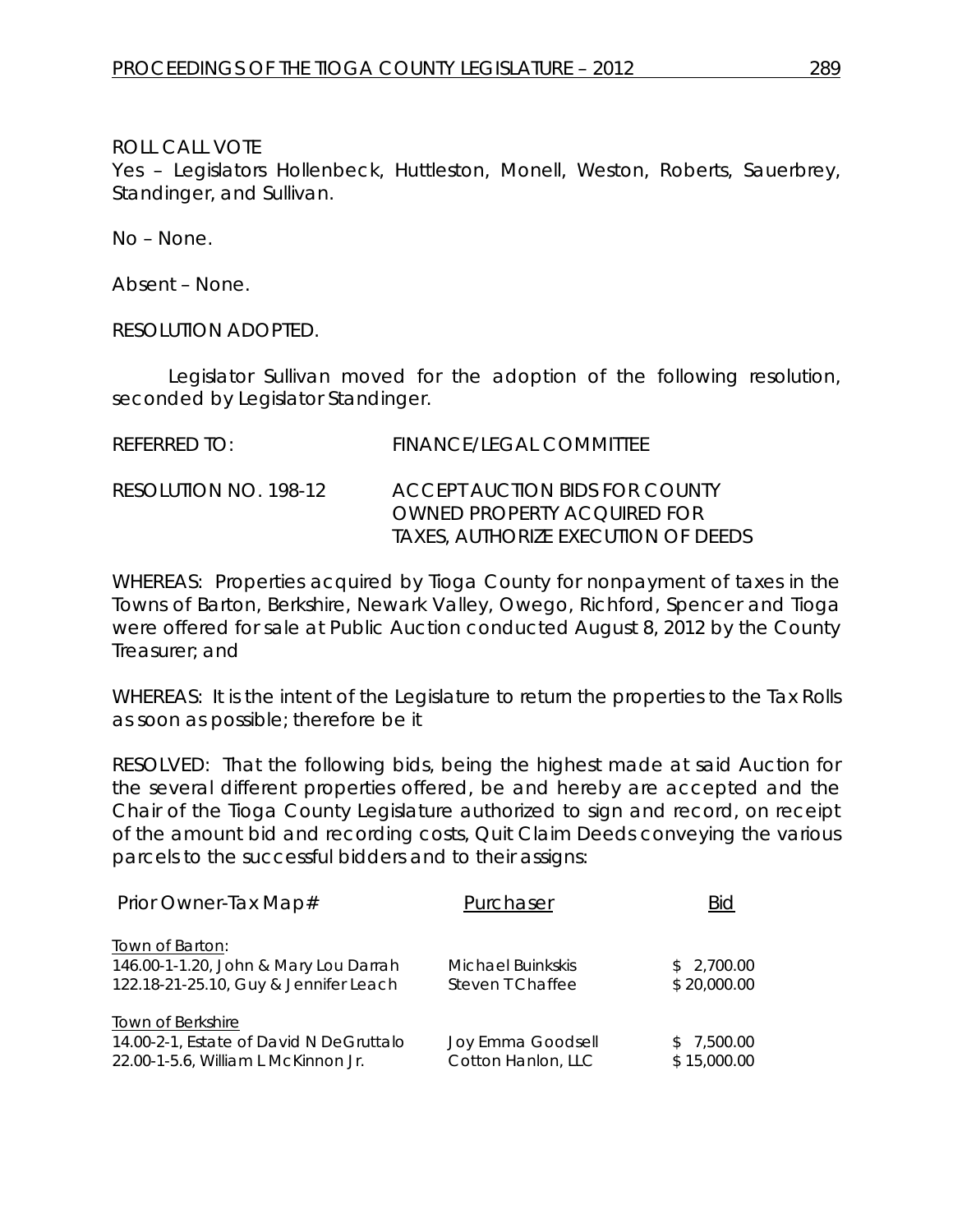ROLL CALL VOTE
Yes – Legislators Hollenbeck, Huttleston, Monell, Weston, Roberts, Sauerbrey, Standinger, and Sullivan.

No – None.

Absent – None.

RESOLUTION ADOPTED.

Legislator Sullivan moved for the adoption of the following resolution, seconded by Legislator Standinger.

REFERRED TO: FINANCE/LEGAL COMMITTEE

RESOLUTION NO. 198-12 ACCEPT AUCTION BIDS FOR COUNTY OWNED PROPERTY ACQUIRED FOR TAXES, AUTHORIZE EXECUTION OF DEEDS

WHEREAS: Properties acquired by Tioga County for nonpayment of taxes in the Towns of Barton, Berkshire, Newark Valley, Owego, Richford, Spencer and Tioga were offered for sale at Public Auction conducted August 8, 2012 by the County Treasurer; and

WHEREAS: It is the intent of the Legislature to return the properties to the Tax Rolls as soon as possible; therefore be it

RESOLVED: That the following bids, being the highest made at said Auction for the several different properties offered, be and hereby are accepted and the Chair of the Tioga County Legislature authorized to sign and record, on receipt of the amount bid and recording costs, Quit Claim Deeds conveying the various parcels to the successful bidders and to their assigns:

| Prior Owner-Tax Map# | Purchaser | Bid |
|---|---|---|
| Town of Barton: | | |
| 146.00-1-1.20, John & Mary Lou Darrah | Michael Buinkskis | $ 2,700.00 |
| 122.18-21-25.10, Guy & Jennifer Leach | Steven T Chaffee | $ 20,000.00 |
| Town of Berkshire | | |
| 14.00-2-1, Estate of David N DeGruttalo | Joy Emma Goodsell | $ 7,500.00 |
| 22.00-1-5.6, William L McKinnon Jr. | Cotton Hanlon, LLC | $ 15,000.00 |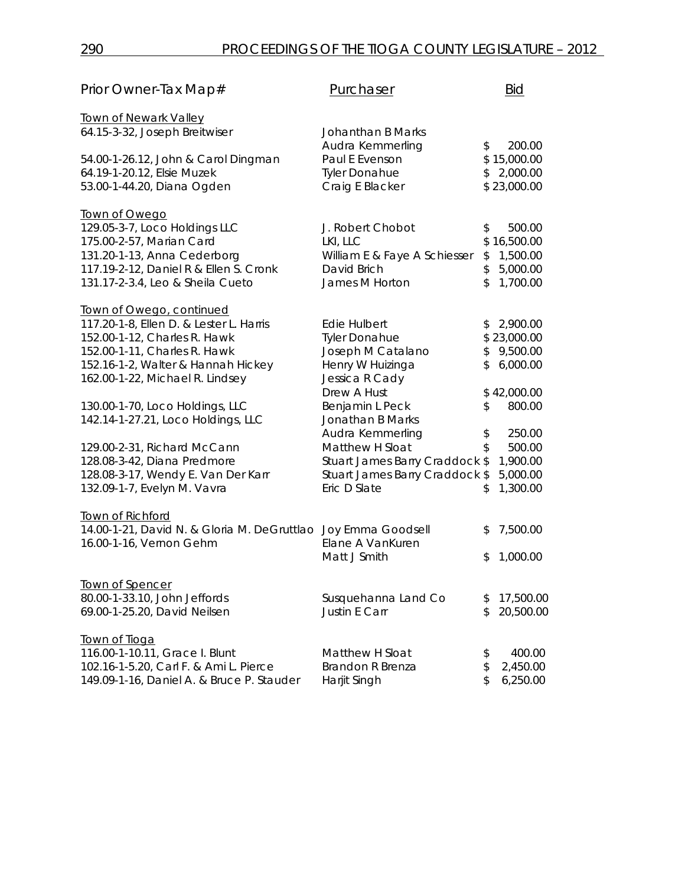| Prior Owner-Tax Map# | Purchaser | Bid |
|---|---|---|
| Town of Newark Valley | | |
| 64.15-3-32, Joseph Breitwiser | Johanthan B Marks<br>Audra Kemmerling | $ 200.00 |
| 54.00-1-26.12, John & Carol Dingman | Paul E Evenson | $ 15,000.00 |
| 64.19-1-20.12, Elsie Muzek | Tyler Donahue | $ 2,000.00 |
| 53.00-1-44.20, Diana Ogden | Craig E Blacker | $ 23,000.00 |
| Town of Owego | | |
| 129.05-3-7, Loco Holdings LLC | J. Robert Chobot | $ 500.00 |
| 175.00-2-57, Marian Card | LKI, LLC | $ 16,500.00 |
| 131.20-1-13, Anna Cederborg | William E & Faye A Schiesser | $ 1,500.00 |
| 117.19-2-12, Daniel R & Ellen S. Cronk | David Brich | $ 5,000.00 |
| 131.17-2-3.4, Leo & Sheila Cueto | James M Horton | $ 1,700.00 |
| Town of Owego, continued | | |
| 117.20-1-8, Ellen D. & Lester L. Harris | Edie Hulbert | $ 2,900.00 |
| 152.00-1-12, Charles R. Hawk | Tyler Donahue | $ 23,000.00 |
| 152.00-1-11, Charles R. Hawk | Joseph M Catalano | $ 9,500.00 |
| 152.16-1-2, Walter & Hannah Hickey | Henry W Huizinga | $ 6,000.00 |
| 162.00-1-22, Michael R. Lindsey | Jessica R Cady<br>Drew A Hust | $ 42,000.00 |
| 130.00-1-70, Loco Holdings, LLC | Benjamin L Peck | $ 800.00 |
| 142.14-1-27.21, Loco Holdings, LLC | Jonathan B Marks<br>Audra Kemmerling | $ 250.00 |
| 129.00-2-31, Richard McCann | Matthew H Sloat | $ 500.00 |
| 128.08-3-42, Diana Predmore | Stuart James Barry Craddock | $ 1,900.00 |
| 128.08-3-17, Wendy E. Van Der Karr | Stuart James Barry Craddock | $ 5,000.00 |
| 132.09-1-7, Evelyn M. Vavra | Eric D Slate | $ 1,300.00 |
| Town of Richford | | |
| 14.00-1-21, David N. & Gloria M. DeGruttlao | Joy Emma Goodsell | $ 7,500.00 |
| 16.00-1-16, Vernon Gehm | Elane A VanKuren<br>Matt J Smith | $ 1,000.00 |
| Town of Spencer | | |
| 80.00-1-33.10, John Jeffords | Susquehanna Land Co | $ 17,500.00 |
| 69.00-1-25.20, David Neilsen | Justin E Carr | $ 20,500.00 |
| Town of Tioga | | |
| 116.00-1-10.11, Grace I. Blunt | Matthew H Sloat | $ 400.00 |
| 102.16-1-5.20, Carl F. & Ami L. Pierce | Brandon R Brenza | $ 2,450.00 |
| 149.09-1-16, Daniel A. & Bruce P. Stauder | Harjit Singh | $ 6,250.00 |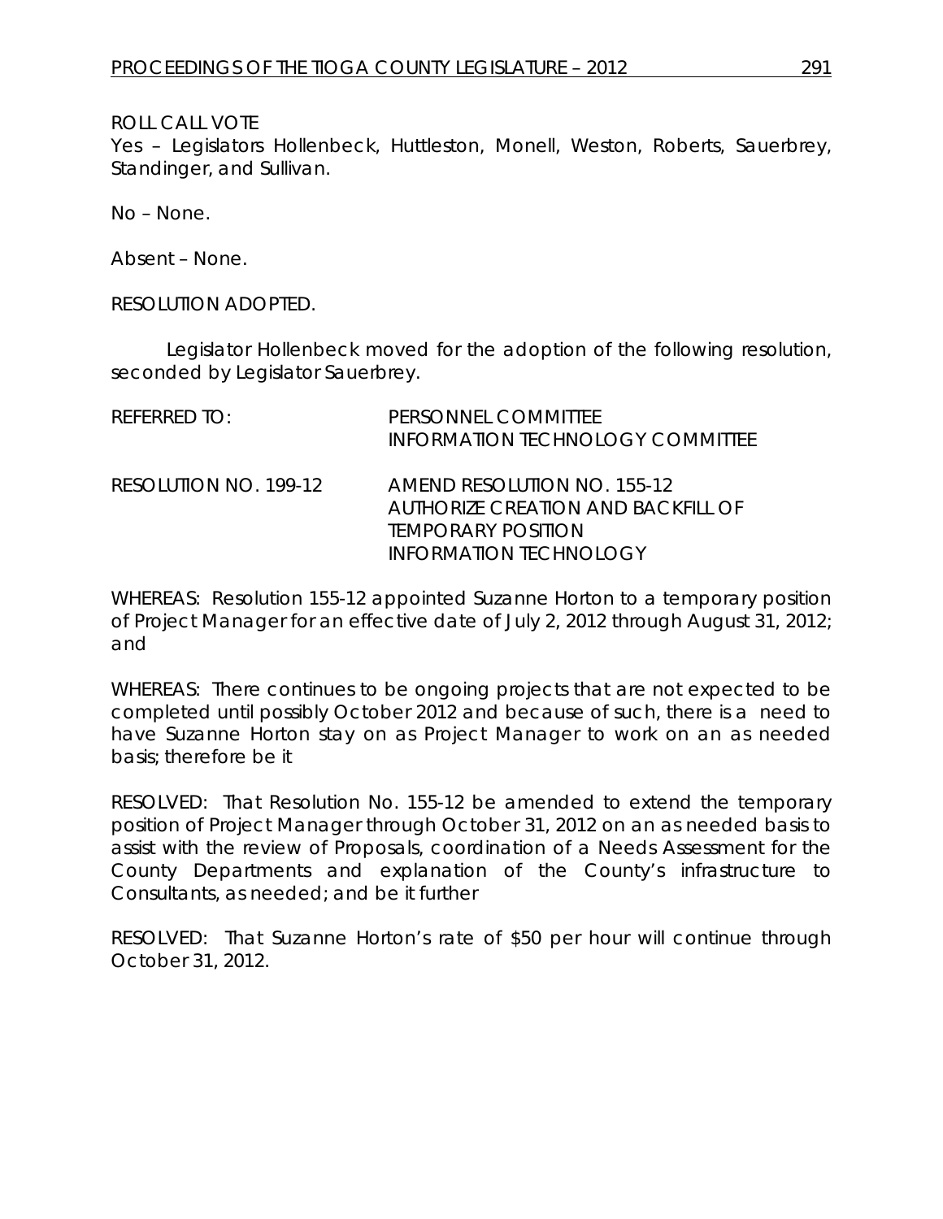ROLL CALL VOTE

Yes – Legislators Hollenbeck, Huttleston, Monell, Weston, Roberts, Sauerbrey, Standinger, and Sullivan.

No – None.

Absent – None.

RESOLUTION ADOPTED.

Legislator Hollenbeck moved for the adoption of the following resolution, seconded by Legislator Sauerbrey.

| | |
|---|---|
| REFERRED TO: | PERSONNEL COMMITTEE<br>INFORMATION TECHNOLOGY COMMITTEE |
| RESOLUTION NO. 199-12 | AMEND RESOLUTION NO. 155-12<br>AUTHORIZE CREATION AND BACKFILL OF TEMPORARY POSITION<br>INFORMATION TECHNOLOGY |

WHEREAS: Resolution 155-12 appointed Suzanne Horton to a temporary position of Project Manager for an effective date of July 2, 2012 through August 31, 2012; and

WHEREAS: There continues to be ongoing projects that are not expected to be completed until possibly October 2012 and because of such, there is a need to have Suzanne Horton stay on as Project Manager to work on an as needed basis; therefore be it

RESOLVED: That Resolution No. 155-12 be amended to extend the temporary position of Project Manager through October 31, 2012 on an as needed basis to assist with the review of Proposals, coordination of a Needs Assessment for the County Departments and explanation of the County's infrastructure to Consultants, as needed; and be it further

RESOLVED: That Suzanne Horton's rate of $50 per hour will continue through October 31, 2012.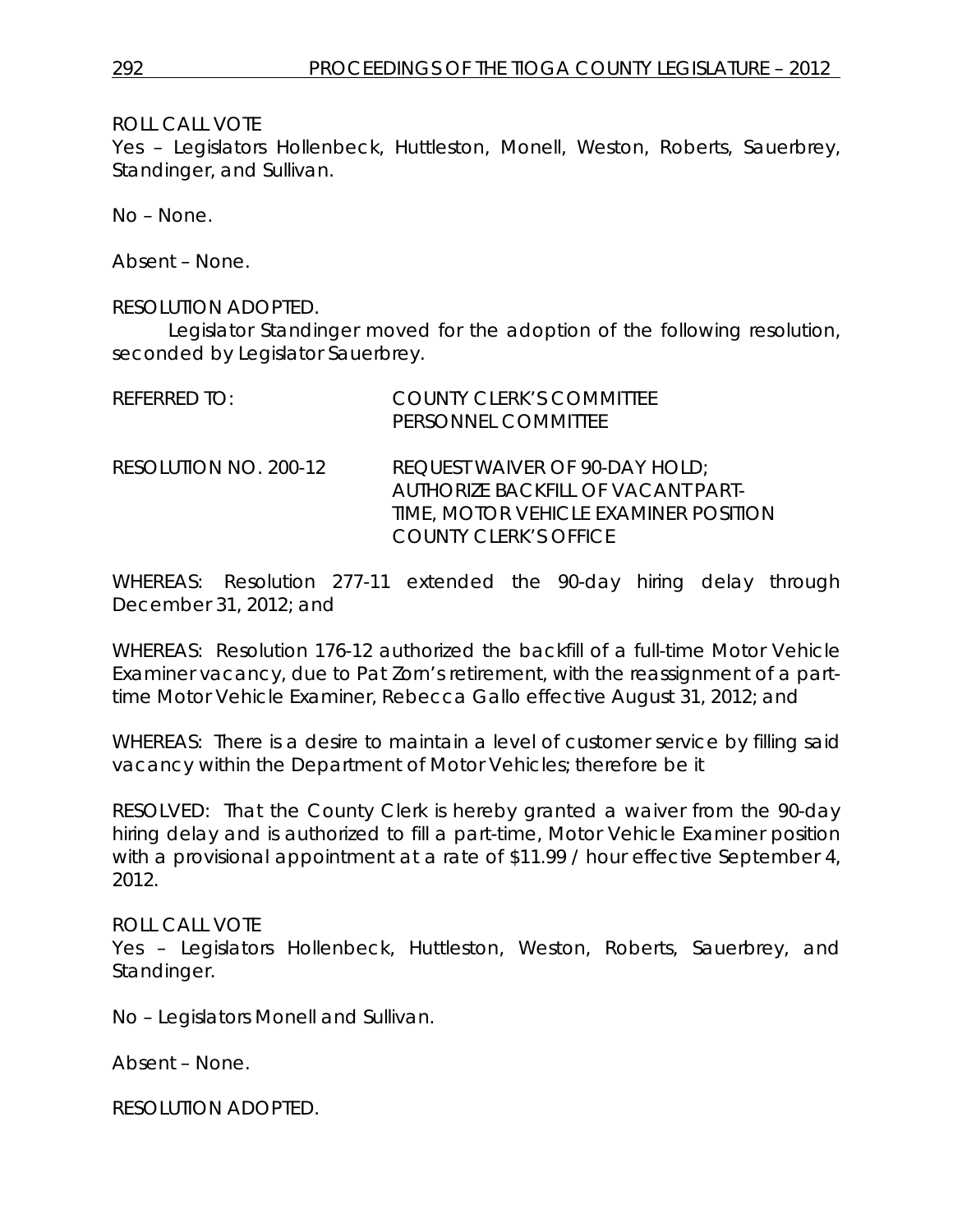ROLL CALL VOTE
Yes – Legislators Hollenbeck, Huttleston, Monell, Weston, Roberts, Sauerbrey, Standinger, and Sullivan.

No – None.

Absent – None.

RESOLUTION ADOPTED.

Legislator Standinger moved for the adoption of the following resolution, seconded by Legislator Sauerbrey.

REFERRED TO: COUNTY CLERK'S COMMITTEE
PERSONNEL COMMITTEE

RESOLUTION NO. 200-12 REQUEST WAIVER OF 90-DAY HOLD; AUTHORIZE BACKFILL OF VACANT PART-TIME, MOTOR VEHICLE EXAMINER POSITION COUNTY CLERK'S OFFICE

WHEREAS: Resolution 277-11 extended the 90-day hiring delay through December 31, 2012; and

WHEREAS: Resolution 176-12 authorized the backfill of a full-time Motor Vehicle Examiner vacancy, due to Pat Zorn's retirement, with the reassignment of a part-time Motor Vehicle Examiner, Rebecca Gallo effective August 31, 2012; and

WHEREAS: There is a desire to maintain a level of customer service by filling said vacancy within the Department of Motor Vehicles; therefore be it

RESOLVED: That the County Clerk is hereby granted a waiver from the 90-day hiring delay and is authorized to fill a part-time, Motor Vehicle Examiner position with a provisional appointment at a rate of $11.99 / hour effective September 4, 2012.

ROLL CALL VOTE
Yes – Legislators Hollenbeck, Huttleston, Weston, Roberts, Sauerbrey, and Standinger.

No – Legislators Monell and Sullivan.

Absent – None.

RESOLUTION ADOPTED.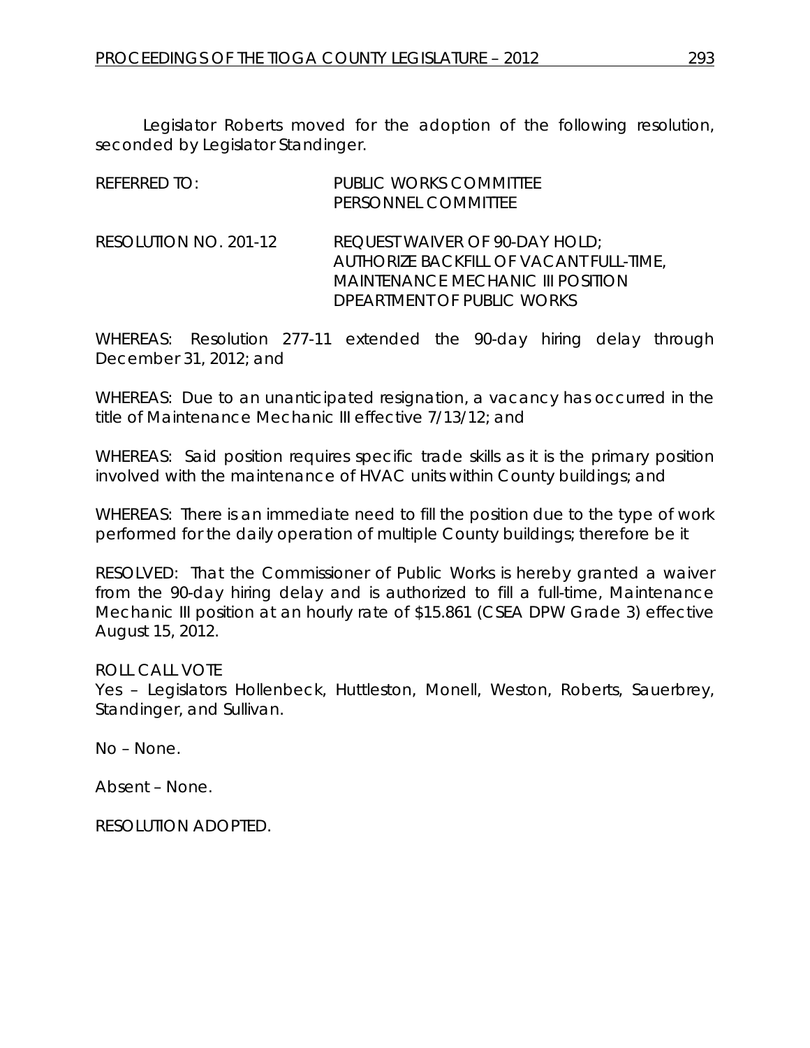Legislator Roberts moved for the adoption of the following resolution, seconded by Legislator Standinger.

REFERRED TO: PUBLIC WORKS COMMITTEE
PERSONNEL COMMITTEE

RESOLUTION NO. 201-12 REQUEST WAIVER OF 90-DAY HOLD; AUTHORIZE BACKFILL OF VACANT FULL-TIME, MAINTENANCE MECHANIC III POSITION DPEARTMENT OF PUBLIC WORKS

WHEREAS: Resolution 277-11 extended the 90-day hiring delay through December 31, 2012; and

WHEREAS: Due to an unanticipated resignation, a vacancy has occurred in the title of Maintenance Mechanic III effective 7/13/12; and

WHEREAS: Said position requires specific trade skills as it is the primary position involved with the maintenance of HVAC units within County buildings; and

WHEREAS: There is an immediate need to fill the position due to the type of work performed for the daily operation of multiple County buildings; therefore be it

RESOLVED: That the Commissioner of Public Works is hereby granted a waiver from the 90-day hiring delay and is authorized to fill a full-time, Maintenance Mechanic III position at an hourly rate of $15.861 (CSEA DPW Grade 3) effective August 15, 2012.

ROLL CALL VOTE
Yes – Legislators Hollenbeck, Huttleston, Monell, Weston, Roberts, Sauerbrey, Standinger, and Sullivan.

No – None.

Absent – None.

RESOLUTION ADOPTED.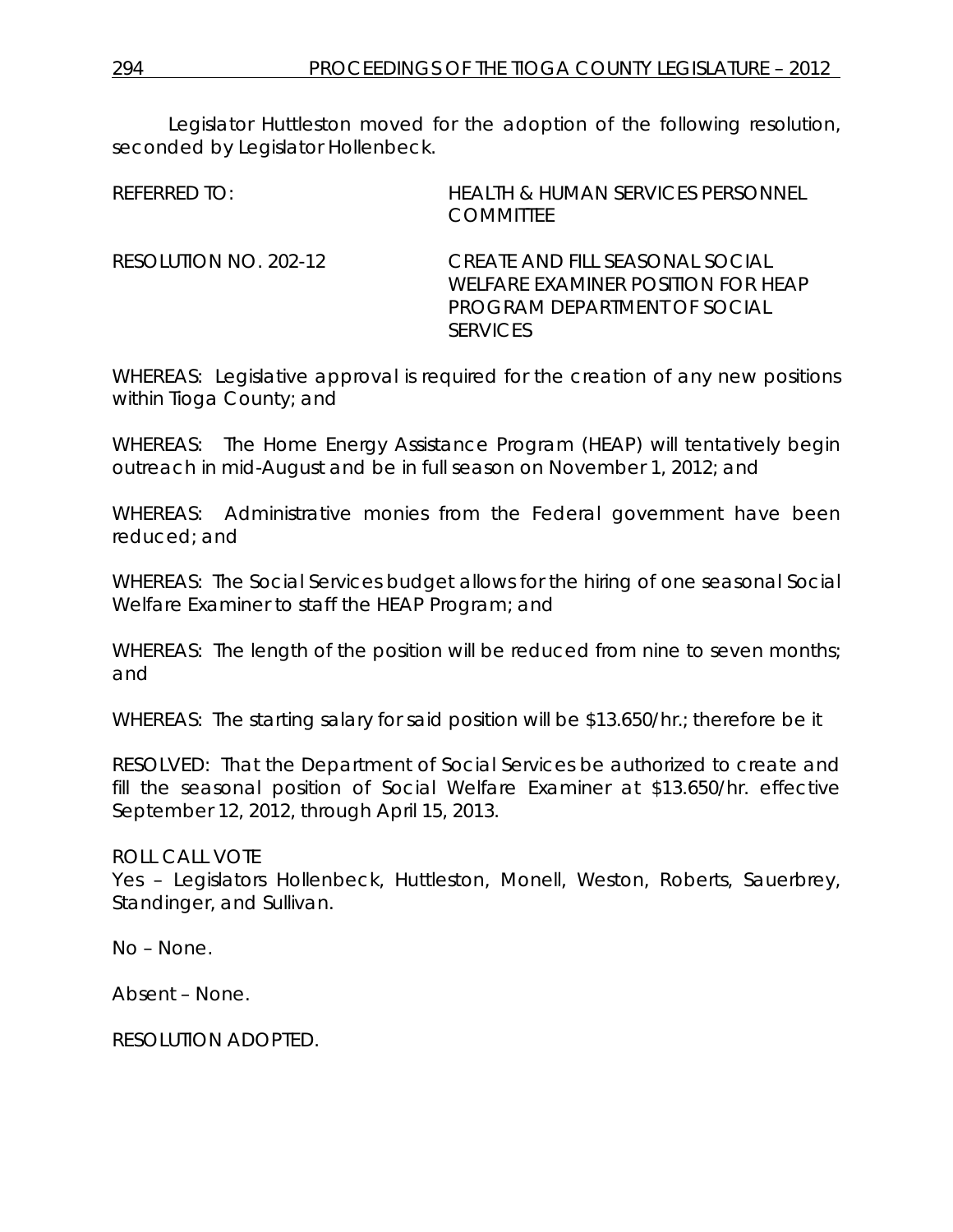Legislator Huttleston moved for the adoption of the following resolution, seconded by Legislator Hollenbeck.

| | |
|---|---|
| REFERRED TO: | HEALTH & HUMAN SERVICES PERSONNEL COMMITTEE |
| RESOLUTION NO. 202-12 | CREATE AND FILL SEASONAL SOCIAL WELFARE EXAMINER POSITION FOR HEAP PROGRAM DEPARTMENT OF SOCIAL SERVICES |

WHEREAS: Legislative approval is required for the creation of any new positions within Tioga County; and

WHEREAS: The Home Energy Assistance Program (HEAP) will tentatively begin outreach in mid-August and be in full season on November 1, 2012; and

WHEREAS: Administrative monies from the Federal government have been reduced; and

WHEREAS: The Social Services budget allows for the hiring of one seasonal Social Welfare Examiner to staff the HEAP Program; and

WHEREAS: The length of the position will be reduced from nine to seven months; and

WHEREAS: The starting salary for said position will be $13.650/hr.; therefore be it

RESOLVED: That the Department of Social Services be authorized to create and fill the seasonal position of Social Welfare Examiner at $13.650/hr. effective September 12, 2012, through April 15, 2013.

ROLL CALL VOTE
Yes – Legislators Hollenbeck, Huttleston, Monell, Weston, Roberts, Sauerbrey, Standinger, and Sullivan.

No – None.

Absent – None.

RESOLUTION ADOPTED.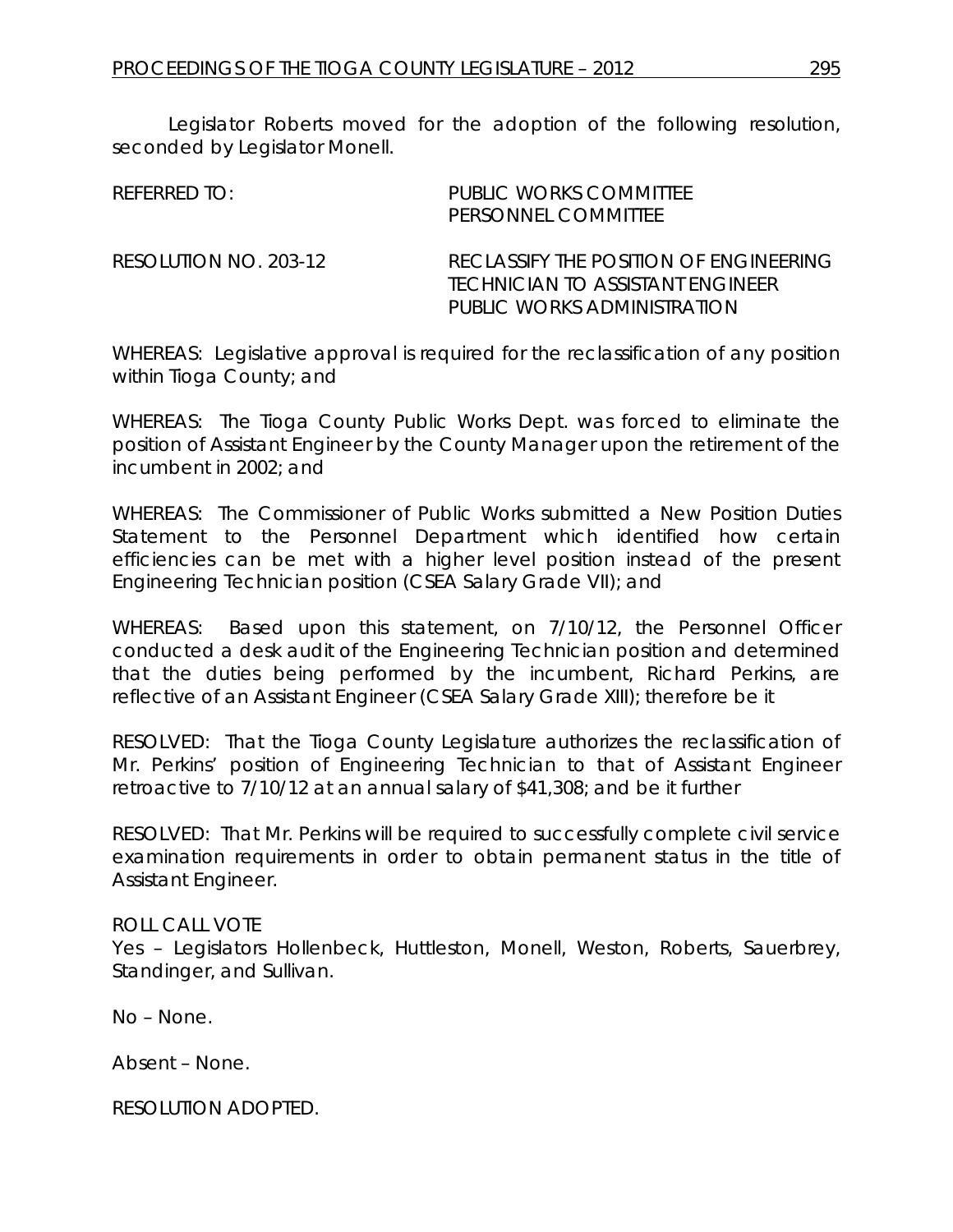Legislator Roberts moved for the adoption of the following resolution, seconded by Legislator Monell.

| | |
|---|---|
| REFERRED TO: | PUBLIC WORKS COMMITTEE<br>PERSONNEL COMMITTEE |
| RESOLUTION NO. 203-12 | RECLASSIFY THE POSITION OF ENGINEERING TECHNICIAN TO ASSISTANT ENGINEER PUBLIC WORKS ADMINISTRATION |

*WHEREAS: Legislative approval is required for the reclassification of any position within Tioga County; and*

*WHEREAS: The Tioga County Public Works Dept. was forced to eliminate the position of Assistant Engineer by the County Manager upon the retirement of the incumbent in 2002; and*

*WHEREAS: The Commissioner of Public Works submitted a New Position Duties Statement to the Personnel Department which identified how certain efficiencies can be met with a higher level position instead of the present Engineering Technician position (CSEA Salary Grade VII); and*

*WHEREAS: Based upon this statement, on 7/10/12, the Personnel Officer conducted a desk audit of the Engineering Technician position and determined that the duties being performed by the incumbent, Richard Perkins, are reflective of an Assistant Engineer (CSEA Salary Grade XIII); therefore be it*

*RESOLVED: That the Tioga County Legislature authorizes the reclassification of Mr. Perkins' position of Engineering Technician to that of Assistant Engineer retroactive to 7/10/12 at an annual salary of $41,308; and be it further*

*RESOLVED: That Mr. Perkins will be required to successfully complete civil service examination requirements in order to obtain permanent status in the title of Assistant Engineer.*

ROLL CALL VOTE
Yes – Legislators Hollenbeck, Huttleston, Monell, Weston, Roberts, Sauerbrey, Standinger, and Sullivan.

No – None.

Absent – None.

RESOLUTION ADOPTED.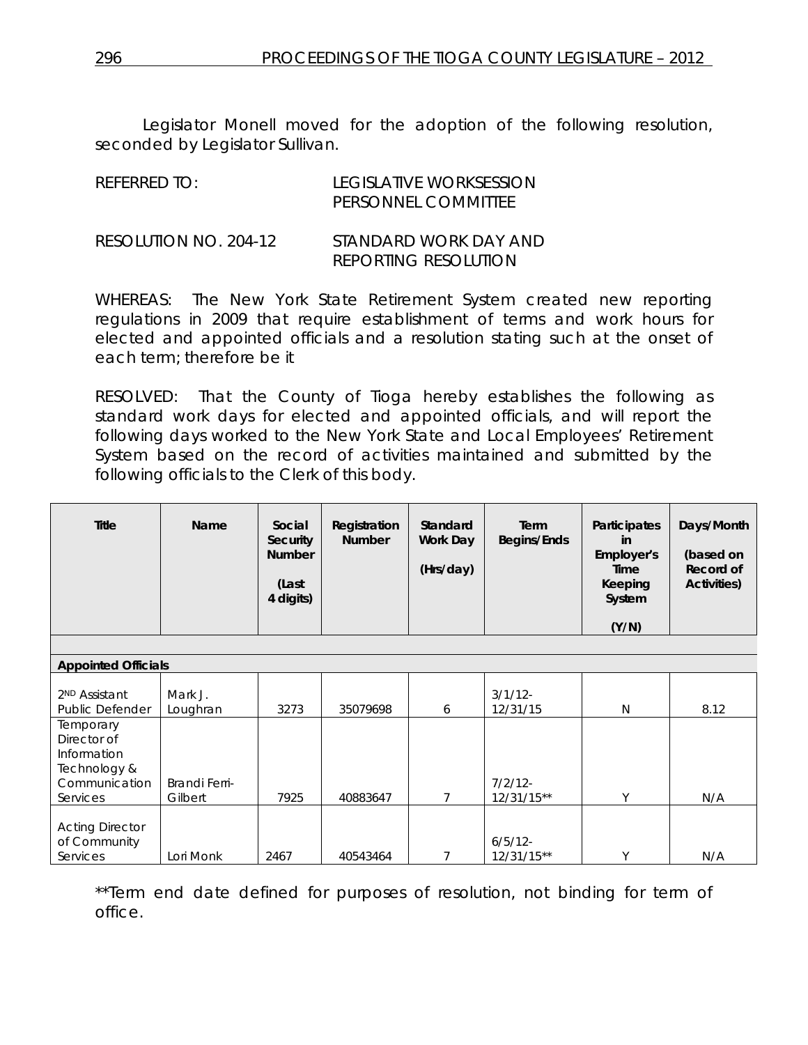Legislator Monell moved for the adoption of the following resolution, seconded by Legislator Sullivan.

REFERRED TO: LEGISLATIVE WORKSESSION
PERSONNEL COMMITTEE

RESOLUTION NO. 204-12 STANDARD WORK DAY AND REPORTING RESOLUTION

WHEREAS: The New York State Retirement System created new reporting regulations in 2009 that require establishment of terms and work hours for elected and appointed officials and a resolution stating such at the onset of each term; therefore be it

RESOLVED: That the County of Tioga hereby establishes the following as standard work days for elected and appointed officials, and will report the following days worked to the New York State and Local Employees' Retirement System based on the record of activities maintained and submitted by the following officials to the Clerk of this body.

| Title | Name | Social Security Number (Last 4 digits) | Registration Number | Standard Work Day (Hrs/day) | Term Begins/Ends | Participates in Employer's Time Keeping System (Y/N) | Days/Month (based on Record of Activities) |
|---|---|---|---|---|---|---|---|
| **Appointed Officials** | | | | | | | |
| 2ND Assistant Public Defender | Mark J. Loughran | 3273 | 35079698 | 6 | 3/1/12-12/31/15 | N | 8.12 |
| Temporary Director of Information Technology & Communication Services | Brandi Ferri-Gilbert | 7925 | 40883647 | 7 | 7/2/12-12/31/15** | Y | N/A |
| Acting Director of Community Services | Lori Monk | 2467 | 40543464 | 7 | 6/5/12-12/31/15** | Y | N/A |

**Term end date defined for purposes of resolution, not binding for term of office.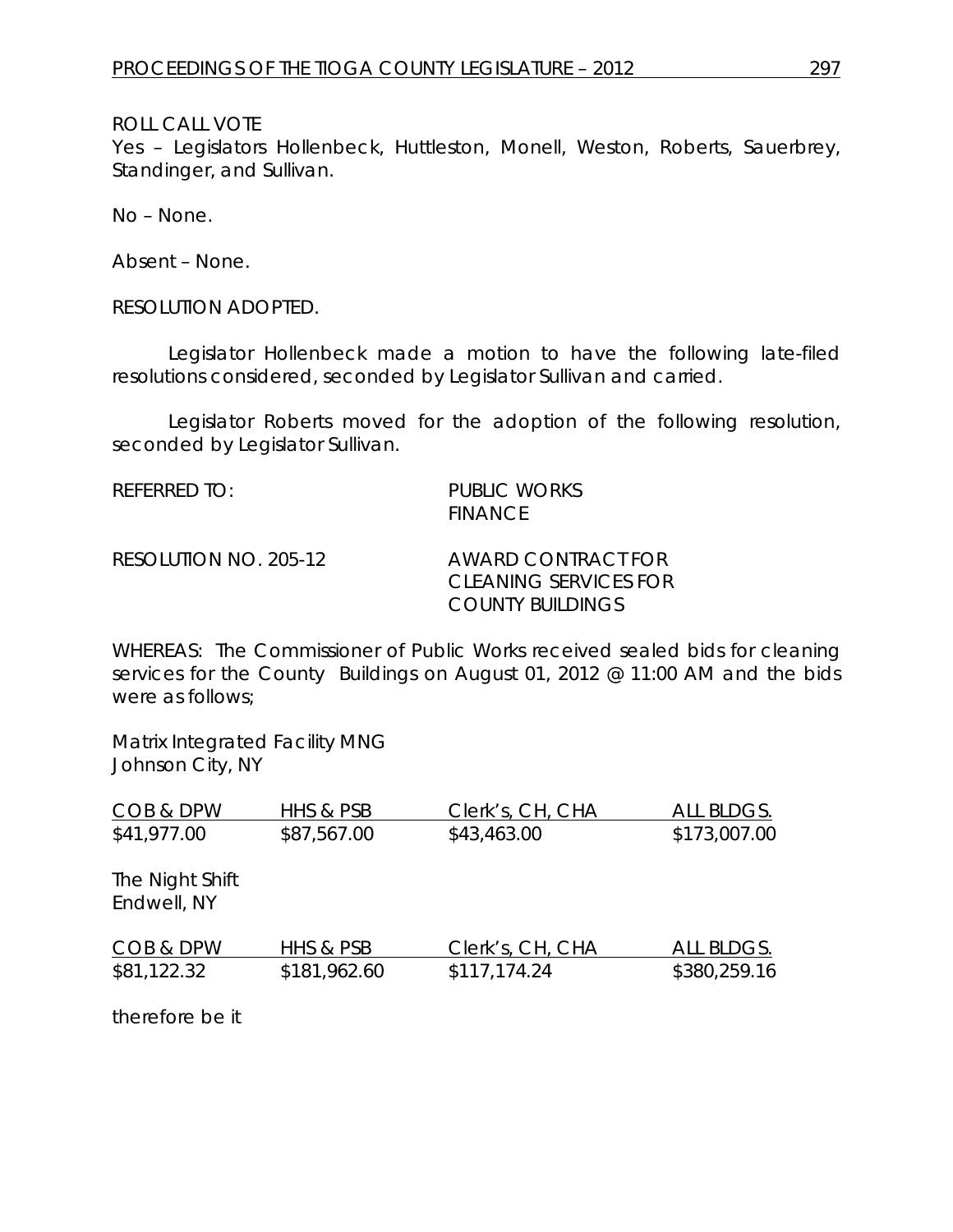ROLL CALL VOTE
Yes – Legislators Hollenbeck, Huttleston, Monell, Weston, Roberts, Sauerbrey, Standinger, and Sullivan.

No – None.

Absent – None.

RESOLUTION ADOPTED.

Legislator Hollenbeck made a motion to have the following late-filed resolutions considered, seconded by Legislator Sullivan and carried.

Legislator Roberts moved for the adoption of the following resolution, seconded by Legislator Sullivan.

REFERRED TO: PUBLIC WORKS
FINANCE

RESOLUTION NO. 205-12 AWARD CONTRACT FOR CLEANING SERVICES FOR COUNTY BUILDINGS

WHEREAS: The Commissioner of Public Works received sealed bids for cleaning services for the County Buildings on August 01, 2012 @ 11:00 AM and the bids were as follows;

Matrix Integrated Facility MNG
Johnson City, NY

| COB & DPW | HHS & PSB | Clerk's, CH, CHA | ALL BLDGS. |
|---|---|---|---|
| $41,977.00 | $87,567.00 | $43,463.00 | $173,007.00 |

The Night Shift
Endwell, NY

| COB & DPW | HHS & PSB | Clerk's, CH, CHA | ALL BLDGS. |
|---|---|---|---|
| $81,122.32 | $181,962.60 | $117,174.24 | $380,259.16 |

therefore be it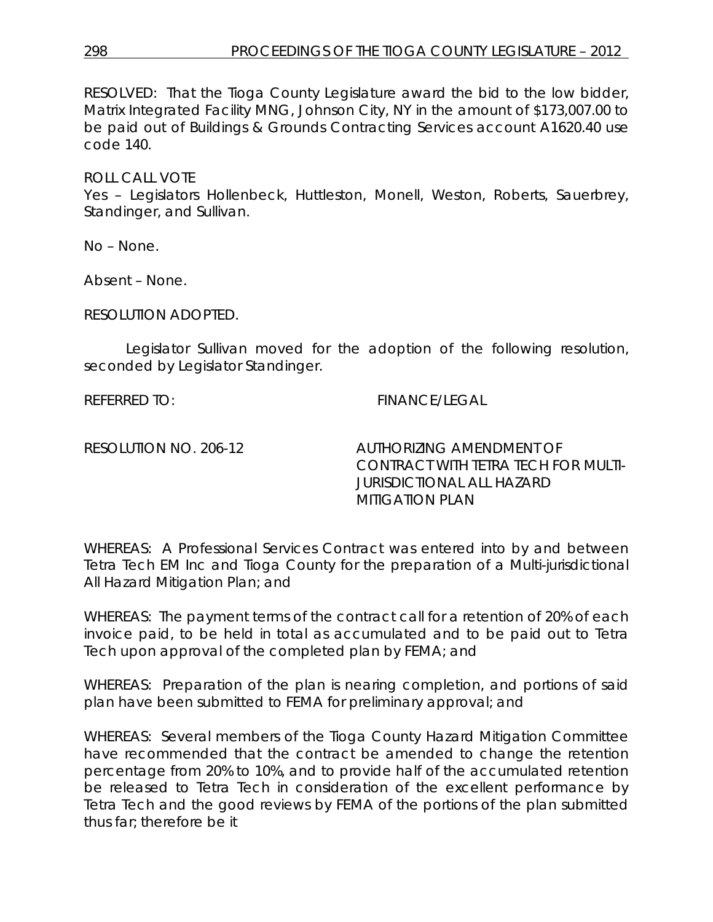RESOLVED: That the Tioga County Legislature award the bid to the low bidder, Matrix Integrated Facility MNG, Johnson City, NY in the amount of $173,007.00 to be paid out of Buildings & Grounds Contracting Services account A1620.40 use code 140.

ROLL CALL VOTE
Yes – Legislators Hollenbeck, Huttleston, Monell, Weston, Roberts, Sauerbrey, Standinger, and Sullivan.

No – None.

Absent – None.

RESOLUTION ADOPTED.

Legislator Sullivan moved for the adoption of the following resolution, seconded by Legislator Standinger.

REFERRED TO: FINANCE/LEGAL

RESOLUTION NO. 206-12 AUTHORIZING AMENDMENT OF CONTRACT WITH TETRA TECH FOR MULTI-JURISDICTIONAL ALL HAZARD MITIGATION PLAN

WHEREAS: A Professional Services Contract was entered into by and between Tetra Tech EM Inc and Tioga County for the preparation of a Multi-jurisdictional All Hazard Mitigation Plan; and

WHEREAS: The payment terms of the contract call for a retention of 20% of each invoice paid, to be held in total as accumulated and to be paid out to Tetra Tech upon approval of the completed plan by FEMA; and

WHEREAS: Preparation of the plan is nearing completion, and portions of said plan have been submitted to FEMA for preliminary approval; and

WHEREAS: Several members of the Tioga County Hazard Mitigation Committee have recommended that the contract be amended to change the retention percentage from 20% to 10%, and to provide half of the accumulated retention be released to Tetra Tech in consideration of the excellent performance by Tetra Tech and the good reviews by FEMA of the portions of the plan submitted thus far; therefore be it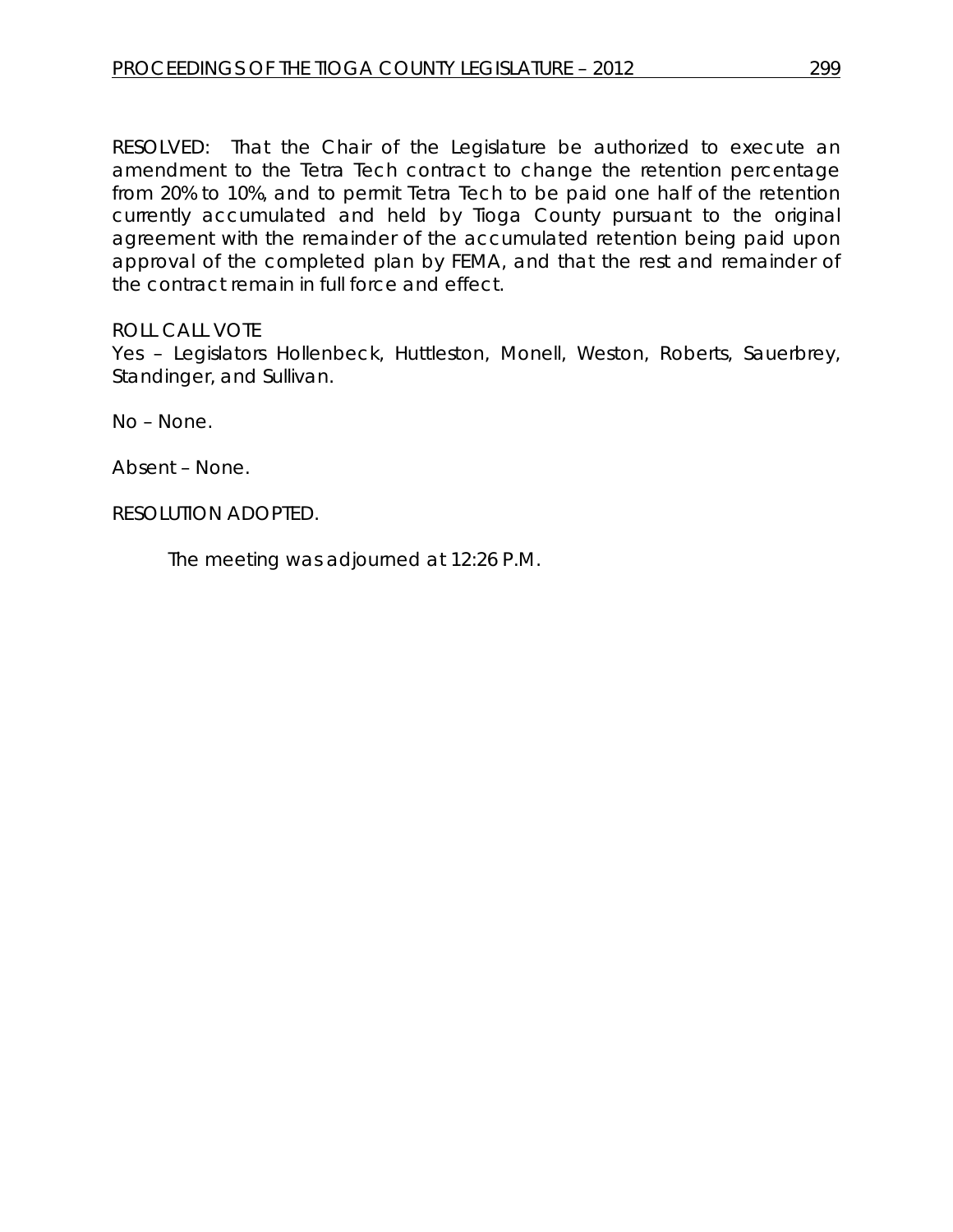RESOLVED: That the Chair of the Legislature be authorized to execute an amendment to the Tetra Tech contract to change the retention percentage from 20% to 10%, and to permit Tetra Tech to be paid one half of the retention currently accumulated and held by Tioga County pursuant to the original agreement with the remainder of the accumulated retention being paid upon approval of the completed plan by FEMA, and that the rest and remainder of the contract remain in full force and effect.

ROLL CALL VOTE
Yes – Legislators Hollenbeck, Huttleston, Monell, Weston, Roberts, Sauerbrey, Standinger, and Sullivan.

No – None.

Absent – None.

RESOLUTION ADOPTED.

The meeting was adjourned at 12:26 P.M.